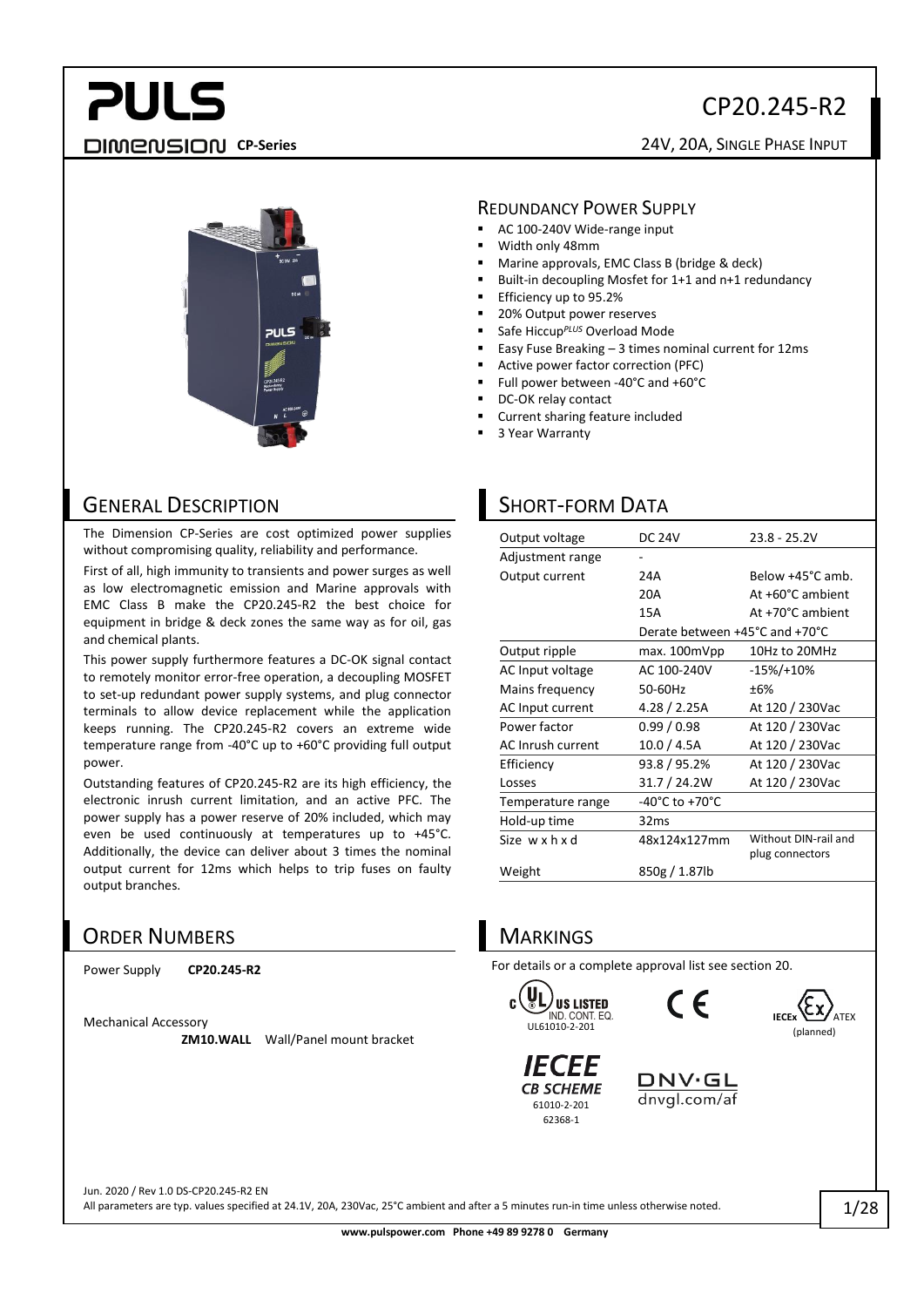# CP20.245-R2

**PULS DIMENSION CP-Series**

24V, 20A, SINGLE PHASE INPUT

## REDUNDANCY POWER SUPPLY

- AC 100-240V Wide-range input
- Width only 48mm
- Marine approvals, EMC Class B (bridge & deck)
- Built-in decoupling Mosfet for 1+1 and n+1 redundancy
- Efficiency up to 95.2%
- 20% Output power reserves
- Safe Hiccup*PLUS* Overload Mode
- Easy Fuse Breaking – 3 times nominal current for 12ms
- Active power factor correction (PFC)
- Full power between -40°C and +60°C
- DC-OK relay contact
- Current sharing feature included
- 3 Year Warranty

## GENERAL DESCRIPTION

The Dimension CP-Series are cost optimized power supplies without compromising quality, reliability and performance.

First of all, high immunity to transients and power surges as well as low electromagnetic emission and Marine approvals with EMC Class B make the CP20.245-R2 the best choice for equipment in bridge & deck zones the same way as for oil, gas and chemical plants.

This power supply furthermore features a DC-OK signal contact to remotely monitor error-free operation, a decoupling MOSFET to set-up redundant power supply systems, and plug connector terminals to allow device replacement while the application keeps running. The CP20.245-R2 covers an extreme wide temperature range from -40°C up to +60°C providing full output power.

Outstanding features of CP20.245-R2 are its high efficiency, the electronic inrush current limitation, and an active PFC. The power supply has a power reserve of 20% included, which may even be used continuously at temperatures up to +45°C. Additionally, the device can deliver about 3 times the nominal output current for 12ms which helps to trip fuses on faulty output branches.

## SHORT-FORM DATA

| | | |
|---|---|---|
| Output voltage | DC 24V | 23.8 - 25.2V |
| Adjustment range | - | |
| Output current | 24A | Below +45°C amb. |
| | 20A | At +60°C ambient |
| | 15A | At +70°C ambient |
| | Derate between +45°C and +70°C | |
| Output ripple | max. 100mVpp | 10Hz to 20MHz |
| AC Input voltage | AC 100-240V | -15%/+10% |
| Mains frequency | 50-60Hz | ±6% |
| AC Input current | 4.28 / 2.25A | At 120 / 230Vac |
| Power factor | 0.99 / 0.98 | At 120 / 230Vac |
| AC Inrush current | 10.0 / 4.5A | At 120 / 230Vac |
| Efficiency | 93.8 / 95.2% | At 120 / 230Vac |
| Losses | 31.7 / 24.2W | At 120 / 230Vac |
| Temperature range | -40°C to +70°C | |
| Hold-up time | 32ms | |
| Size w x h x d | 48x124x127mm | Without DIN-rail and plug connectors |
| Weight | 850g / 1.87lb | |

## ORDER NUMBERS

Power Supply **CP20.245-R2**

Mechanical Accessory
**ZM10.WALL** Wall/Panel mount bracket

## MARKINGS

For details or a complete approval list see section 20.

c UL US LISTED IND. CONT. EQ. UL61010-2-201

CE

IECEx ATEX (planned)

IECEE CB SCHEME 61010-2-201 62368-1

DNV·GL dnvgl.com/af

Jun. 2020 / Rev 1.0 DS-CP20.245-R2 EN
All parameters are typ. values specified at 24.1V, 20A, 230Vac, 25°C ambient and after a 5 minutes run-in time unless otherwise noted.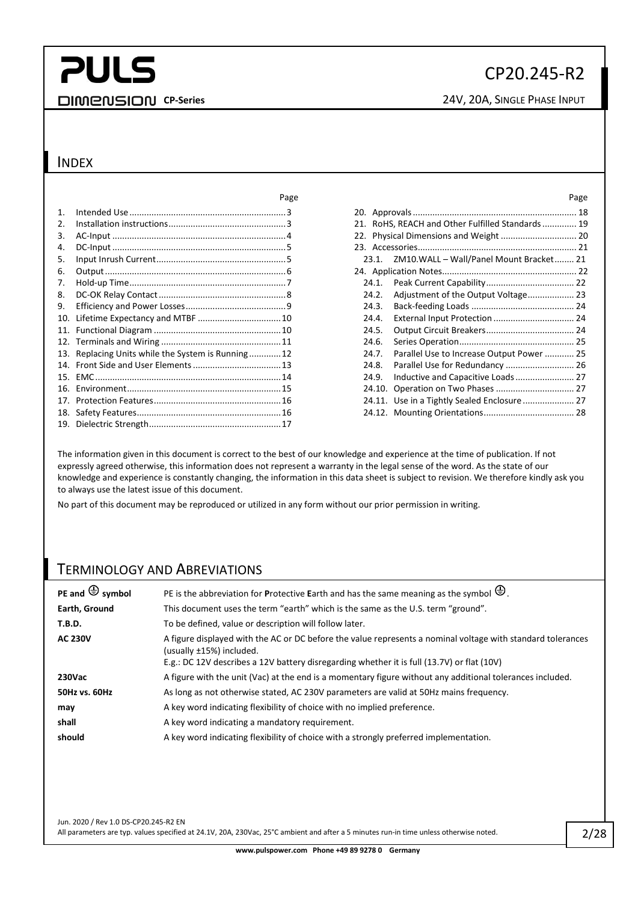## INDEX

| | | Page |
|---|---|---|
| 1. | Intended Use | 3 |
| 2. | Installation instructions | 3 |
| 3. | AC-Input | 4 |
| 4. | DC-Input | 5 |
| 5. | Input Inrush Current | 5 |
| 6. | Output | 6 |
| 7. | Hold-up Time | 7 |
| 8. | DC-OK Relay Contact | 8 |
| 9. | Efficiency and Power Losses | 9 |
| 10. | Lifetime Expectancy and MTBF | 10 |
| 11. | Functional Diagram | 10 |
| 12. | Terminals and Wiring | 11 |
| 13. | Replacing Units while the System is Running | 12 |
| 14. | Front Side and User Elements | 13 |
| 15. | EMC | 14 |
| 16. | Environment | 15 |
| 17. | Protection Features | 16 |
| 18. | Safety Features | 16 |
| 19. | Dielectric Strength | 17 |
| 20. | Approvals | 18 |
| 21. | RoHS, REACH and Other Fulfilled Standards | 19 |
| 22. | Physical Dimensions and Weight | 20 |
| 23. | Accessories | 21 |
| 23.1. | ZM10.WALL – Wall/Panel Mount Bracket | 21 |
| 24. | Application Notes | 22 |
| 24.1. | Peak Current Capability | 22 |
| 24.2. | Adjustment of the Output Voltage | 23 |
| 24.3. | Back-feeding Loads | 24 |
| 24.4. | External Input Protection | 24 |
| 24.5. | Output Circuit Breakers | 24 |
| 24.6. | Series Operation | 25 |
| 24.7. | Parallel Use to Increase Output Power | 25 |
| 24.8. | Parallel Use for Redundancy | 26 |
| 24.9. | Inductive and Capacitive Loads | 27 |
| 24.10. | Operation on Two Phases | 27 |
| 24.11. | Use in a Tightly Sealed Enclosure | 27 |
| 24.12. | Mounting Orientations | 28 |

The information given in this document is correct to the best of our knowledge and experience at the time of publication. If not expressly agreed otherwise, this information does not represent a warranty in the legal sense of the word. As the state of our knowledge and experience is constantly changing, the information in this data sheet is subject to revision. We therefore kindly ask you to always use the latest issue of this document.

No part of this document may be reproduced or utilized in any form without our prior permission in writing.

## TERMINOLOGY AND ABREVIATIONS

| | |
|---|---|
| **PE and ⏚ symbol** | PE is the abbreviation for **P**rotective **E**arth and has the same meaning as the symbol ⏚. |
| **Earth, Ground** | This document uses the term "earth" which is the same as the U.S. term "ground". |
| **T.B.D.** | To be defined, value or description will follow later. |
| **AC 230V** | A figure displayed with the AC or DC before the value represents a nominal voltage with standard tolerances (usually ±15%) included. E.g.: DC 12V describes a 12V battery disregarding whether it is full (13.7V) or flat (10V) |
| **230Vac** | A figure with the unit (Vac) at the end is a momentary figure without any additional tolerances included. |
| **50Hz vs. 60Hz** | As long as not otherwise stated, AC 230V parameters are valid at 50Hz mains frequency. |
| **may** | A key word indicating flexibility of choice with no implied preference. |
| **shall** | A key word indicating a mandatory requirement. |
| **should** | A key word indicating flexibility of choice with a strongly preferred implementation. |

Jun. 2020 / Rev 1.0 DS-CP20.245-R2 EN
All parameters are typ. values specified at 24.1V, 20A, 230Vac, 25°C ambient and after a 5 minutes run-in time unless otherwise noted.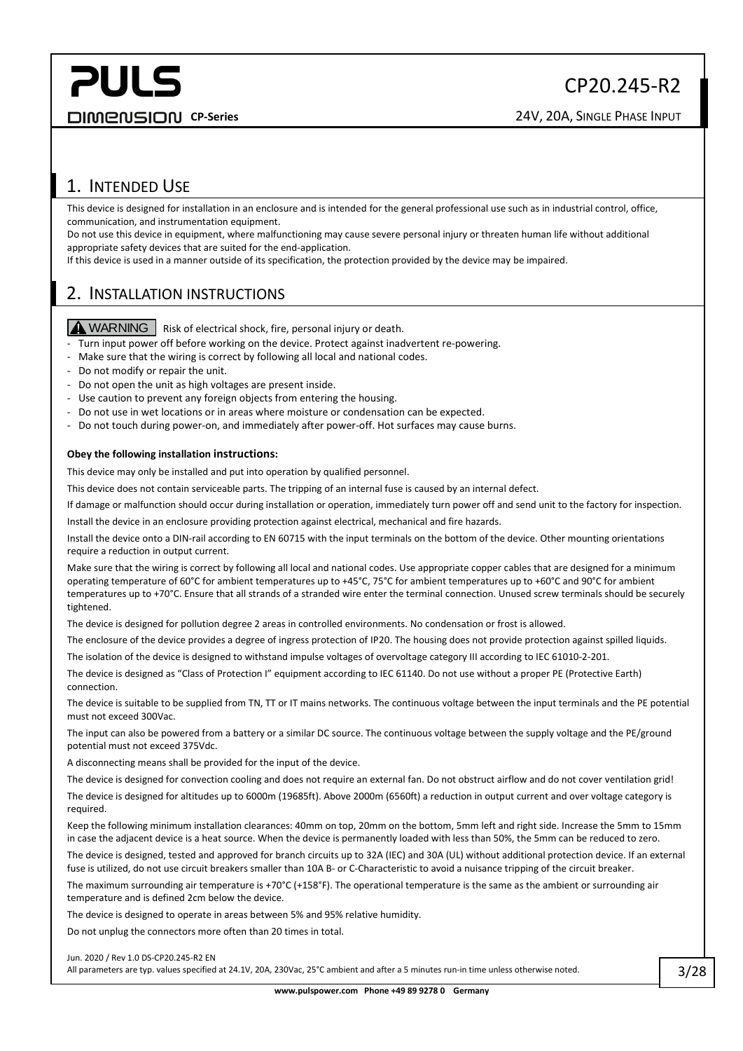## 1. Intended Use

This device is designed for installation in an enclosure and is intended for the general professional use such as in industrial control, office, communication, and instrumentation equipment.
Do not use this device in equipment, where malfunctioning may cause severe personal injury or threaten human life without additional appropriate safety devices that are suited for the end-application.
If this device is used in a manner outside of its specification, the protection provided by the device may be impaired.

## 2. Installation Instructions

**⚠ WARNING** Risk of electrical shock, fire, personal injury or death.

- Turn input power off before working on the device. Protect against inadvertent re-powering.
- Make sure that the wiring is correct by following all local and national codes.
- Do not modify or repair the unit.
- Do not open the unit as high voltages are present inside.
- Use caution to prevent any foreign objects from entering the housing.
- Do not use in wet locations or in areas where moisture or condensation can be expected.
- Do not touch during power-on, and immediately after power-off. Hot surfaces may cause burns.

**Obey the following installation instructions:**

This device may only be installed and put into operation by qualified personnel.

This device does not contain serviceable parts. The tripping of an internal fuse is caused by an internal defect.

If damage or malfunction should occur during installation or operation, immediately turn power off and send unit to the factory for inspection.

Install the device in an enclosure providing protection against electrical, mechanical and fire hazards.

Install the device onto a DIN-rail according to EN 60715 with the input terminals on the bottom of the device. Other mounting orientations require a reduction in output current.

Make sure that the wiring is correct by following all local and national codes. Use appropriate copper cables that are designed for a minimum operating temperature of 60°C for ambient temperatures up to +45°C, 75°C for ambient temperatures up to +60°C and 90°C for ambient temperatures up to +70°C. Ensure that all strands of a stranded wire enter the terminal connection. Unused screw terminals should be securely tightened.

The device is designed for pollution degree 2 areas in controlled environments. No condensation or frost is allowed.

The enclosure of the device provides a degree of ingress protection of IP20. The housing does not provide protection against spilled liquids.

The isolation of the device is designed to withstand impulse voltages of overvoltage category III according to IEC 61010-2-201.

The device is designed as "Class of Protection I" equipment according to IEC 61140. Do not use without a proper PE (Protective Earth) connection.

The device is suitable to be supplied from TN, TT or IT mains networks. The continuous voltage between the input terminals and the PE potential must not exceed 300Vac.

The input can also be powered from a battery or a similar DC source. The continuous voltage between the supply voltage and the PE/ground potential must not exceed 375Vdc.

A disconnecting means shall be provided for the input of the device.

The device is designed for convection cooling and does not require an external fan. Do not obstruct airflow and do not cover ventilation grid!

The device is designed for altitudes up to 6000m (19685ft). Above 2000m (6560ft) a reduction in output current and over voltage category is required.

Keep the following minimum installation clearances: 40mm on top, 20mm on the bottom, 5mm left and right side. Increase the 5mm to 15mm in case the adjacent device is a heat source. When the device is permanently loaded with less than 50%, the 5mm can be reduced to zero.

The device is designed, tested and approved for branch circuits up to 32A (IEC) and 30A (UL) without additional protection device. If an external fuse is utilized, do not use circuit breakers smaller than 10A B- or C-Characteristic to avoid a nuisance tripping of the circuit breaker.

The maximum surrounding air temperature is +70°C (+158°F). The operational temperature is the same as the ambient or surrounding air temperature and is defined 2cm below the device.

The device is designed to operate in areas between 5% and 95% relative humidity.

Do not unplug the connectors more often than 20 times in total.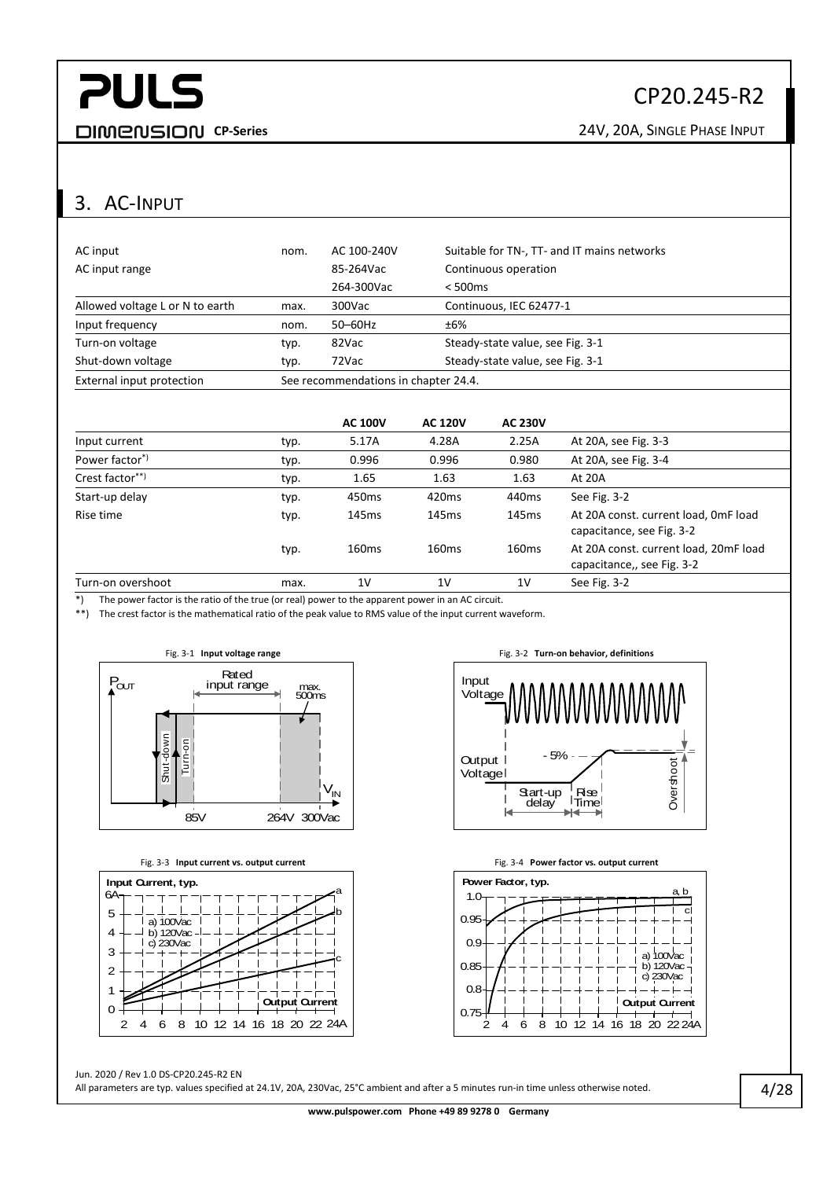## 3. AC-Input

| | | | |
|---|---|---|---|
| AC input | nom. | AC 100-240V | Suitable for TN-, TT- and IT mains networks |
| AC input range | | 85-264Vac | Continuous operation |
| | | 264-300Vac | < 500ms |
| Allowed voltage L or N to earth | max. | 300Vac | Continuous, IEC 62477-1 |
| Input frequency | nom. | 50–60Hz | ±6% |
| Turn-on voltage | typ. | 82Vac | Steady-state value, see Fig. 3-1 |
| Shut-down voltage | typ. | 72Vac | Steady-state value, see Fig. 3-1 |
| External input protection | See recommendations in chapter 24.4. | | |

| | | **AC 100V** | **AC 120V** | **AC 230V** | |
|---|---|---|---|---|---|
| Input current | typ. | 5.17A | 4.28A | 2.25A | At 20A, see Fig. 3-3 |
| Power factor*) | typ. | 0.996 | 0.996 | 0.980 | At 20A, see Fig. 3-4 |
| Crest factor**) | typ. | 1.65 | 1.63 | 1.63 | At 20A |
| Start-up delay | typ. | 450ms | 420ms | 440ms | See Fig. 3-2 |
| Rise time | typ. | 145ms | 145ms | 145ms | At 20A const. current load, 0mF load capacitance, see Fig. 3-2 |
| | typ. | 160ms | 160ms | 160ms | At 20A const. current load, 20mF load capacitance,, see Fig. 3-2 |
| Turn-on overshoot | max. | 1V | 1V | 1V | See Fig. 3-2 |

*) The power factor is the ratio of the true (or real) power to the apparent power in an AC circuit.

**) The crest factor is the mathematical ratio of the peak value to RMS value of the input current waveform.

Fig. 3-1 **Input voltage range**

Fig. 3-2 **Turn-on behavior, definitions**

Fig. 3-3 **Input current vs. output current**

Fig. 3-4 **Power factor vs. output current**

Jun. 2020 / Rev 1.0 DS-CP20.245-R2 EN

All parameters are typ. values specified at 24.1V, 20A, 230Vac, 25°C ambient and after a 5 minutes run-in time unless otherwise noted.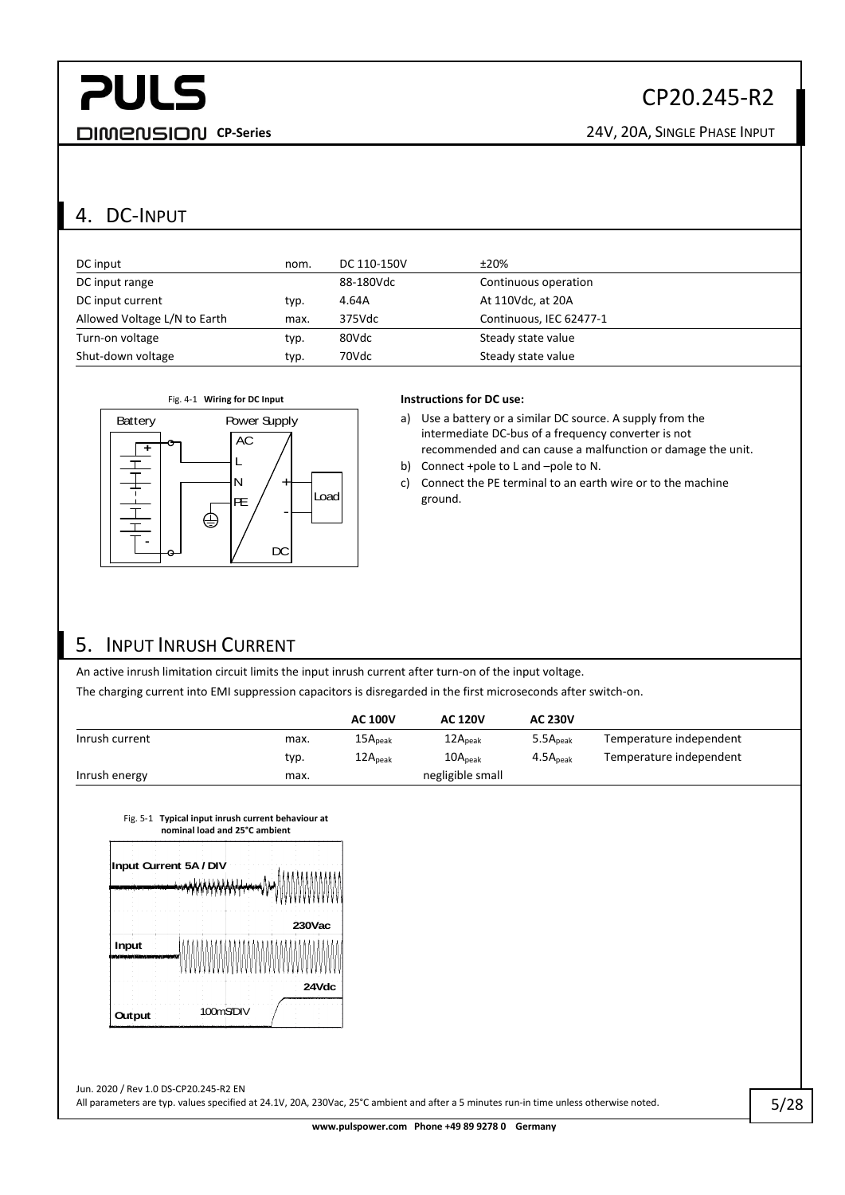## 4. DC-Input

| DC input | nom. | DC 110-150V | ±20% |
|---|---|---|---|
| DC input range | | 88-180Vdc | Continuous operation |
| DC input current | typ. | 4.64A | At 110Vdc, at 20A |
| Allowed Voltage L/N to Earth | max. | 375Vdc | Continuous, IEC 62477-1 |
| Turn-on voltage | typ. | 80Vdc | Steady state value |
| Shut-down voltage | typ. | 70Vdc | Steady state value |

Fig. 4-1 **Wiring for DC Input**

**Instructions for DC use:**

a) Use a battery or a similar DC source. A supply from the intermediate DC-bus of a frequency converter is not recommended and can cause a malfunction or damage the unit.

b) Connect +pole to L and –pole to N.

c) Connect the PE terminal to an earth wire or to the machine ground.

## 5. Input Inrush Current

An active inrush limitation circuit limits the input inrush current after turn-on of the input voltage.

The charging current into EMI suppression capacitors is disregarded in the first microseconds after switch-on.

| | | AC 100V | AC 120V | AC 230V | |
|---|---|---|---|---|---|
| Inrush current | max. | $15A_{peak}$ | $12A_{peak}$ | $5.5A_{peak}$ | Temperature independent |
| | typ. | $12A_{peak}$ | $10A_{peak}$ | $4.5A_{peak}$ | Temperature independent |
| Inrush energy | max. | | negligible small | | |

Fig. 5-1 **Typical input inrush current behaviour at nominal load and 25°C ambient**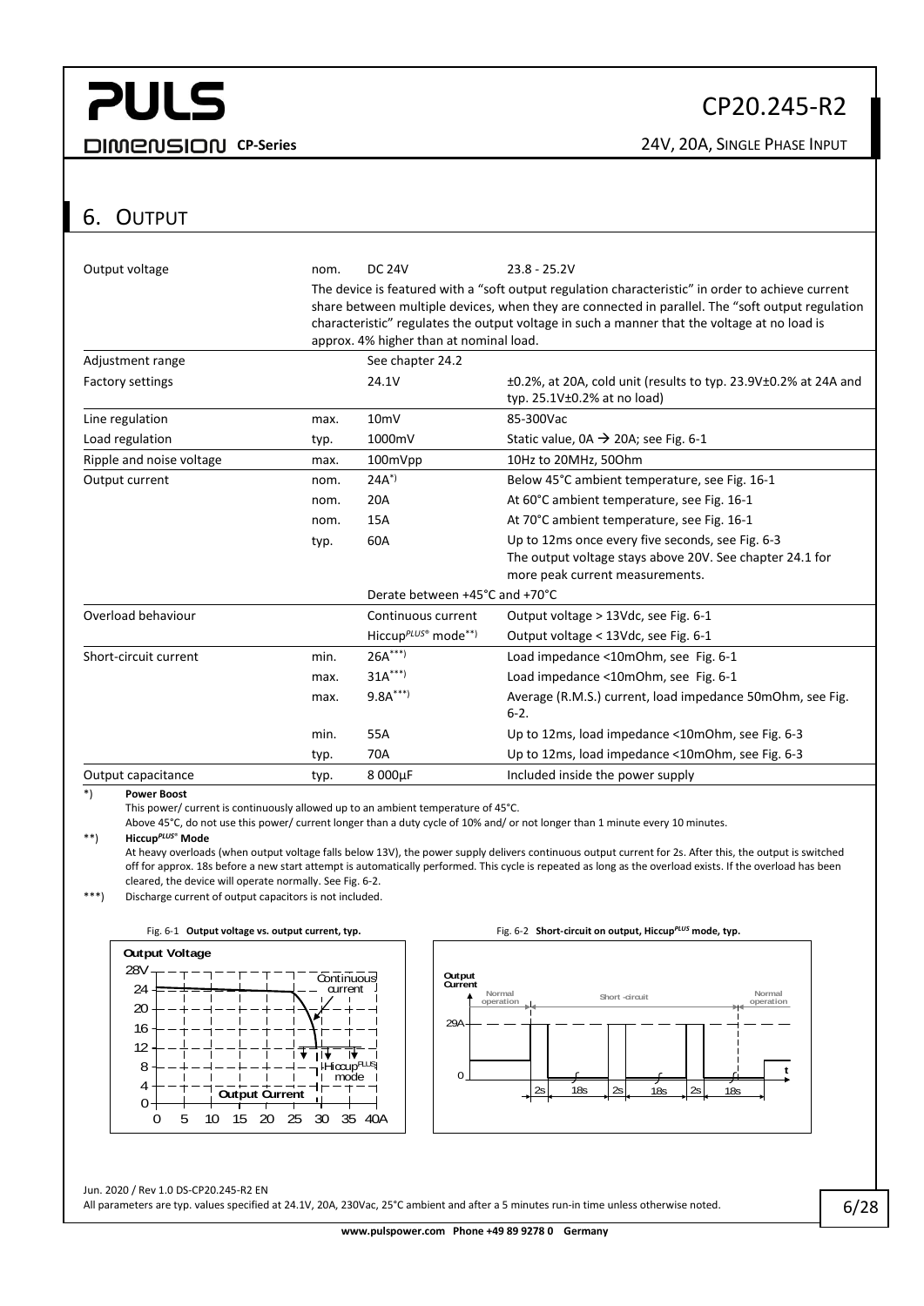## 6. Output

| | | | |
|---|---|---|---|
| Output voltage | nom. | DC 24V | 23.8 - 25.2V |
| | The device is featured with a "soft output regulation characteristic" in order to achieve current share between multiple devices, when they are connected in parallel. The "soft output regulation characteristic" regulates the output voltage in such a manner that the voltage at no load is approx. 4% higher than at nominal load. | | |
| Adjustment range | | See chapter 24.2 | |
| Factory settings | | 24.1V | ±0.2%, at 20A, cold unit (results to typ. 23.9V±0.2% at 24A and typ. 25.1V±0.2% at no load) |
| Line regulation | max. | 10mV | 85-300Vac |
| Load regulation | typ. | 1000mV | Static value, 0A → 20A; see Fig. 6-1 |
| Ripple and noise voltage | max. | 100mVpp | 10Hz to 20MHz, 50Ohm |
| Output current | nom. | 24A*) | Below 45°C ambient temperature, see Fig. 16-1 |
| | nom. | 20A | At 60°C ambient temperature, see Fig. 16-1 |
| | nom. | 15A | At 70°C ambient temperature, see Fig. 16-1 |
| | typ. | 60A | Up to 12ms once every five seconds, see Fig. 6-3<br>The output voltage stays above 20V. See chapter 24.1 for more peak current measurements. |
| | | Derate between +45°C and +70°C | |
| Overload behaviour | | Continuous current | Output voltage > 13Vdc, see Fig. 6-1 |
| | | Hiccup*PLUS*® mode**) | Output voltage < 13Vdc, see Fig. 6-1 |
| Short-circuit current | min. | 26A***) | Load impedance <10mOhm, see Fig. 6-1 |
| | max. | 31A***) | Load impedance <10mOhm, see Fig. 6-1 |
| | max. | 9.8A***) | Average (R.M.S.) current, load impedance 50mOhm, see Fig. 6-2. |
| | min. | 55A | Up to 12ms, load impedance <10mOhm, see Fig. 6-3 |
| | typ. | 70A | Up to 12ms, load impedance <10mOhm, see Fig. 6-3 |
| Output capacitance | typ. | 8 000µF | Included inside the power supply |

*) **Power Boost**
This power/ current is continuously allowed up to an ambient temperature of 45°C.
Above 45°C, do not use this power/ current longer than a duty cycle of 10% and/ or not longer than 1 minute every 10 minutes.

**) **Hiccup*PLUS*® Mode**
At heavy overloads (when output voltage falls below 13V), the power supply delivers continuous output current for 2s. After this, the output is switched off for approx. 18s before a new start attempt is automatically performed. This cycle is repeated as long as the overload exists. If the overload has been cleared, the device will operate normally. See Fig. 6-2.

***) Discharge current of output capacitors is not included.

Fig. 6-1 **Output voltage vs. output current, typ.**

Fig. 6-2 **Short-circuit on output, Hiccup*PLUS* mode, typ.**

Jun. 2020 / Rev 1.0 DS-CP20.245-R2 EN
All parameters are typ. values specified at 24.1V, 20A, 230Vac, 25°C ambient and after a 5 minutes run-in time unless otherwise noted.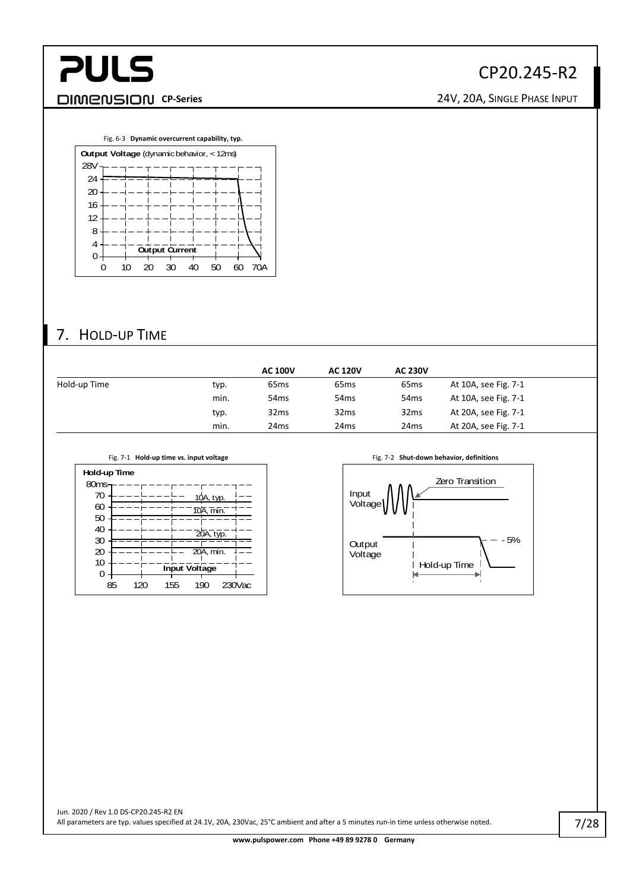Fig. 6-3 **Dynamic overcurrent capability, typ.**

## 7. Hold-up Time

| | | AC 100V | AC 120V | AC 230V | |
|---|---|---|---|---|---|
| Hold-up Time | typ. | 65ms | 65ms | 65ms | At 10A, see Fig. 7-1 |
| | min. | 54ms | 54ms | 54ms | At 10A, see Fig. 7-1 |
| | typ. | 32ms | 32ms | 32ms | At 20A, see Fig. 7-1 |
| | min. | 24ms | 24ms | 24ms | At 20A, see Fig. 7-1 |

Fig. 7-1 **Hold-up time vs. input voltage**

Fig. 7-2 **Shut-down behavior, definitions**

Jun. 2020 / Rev 1.0 DS-CP20.245-R2 EN

All parameters are typ. values specified at 24.1V, 20A, 230Vac, 25°C ambient and after a 5 minutes run-in time unless otherwise noted.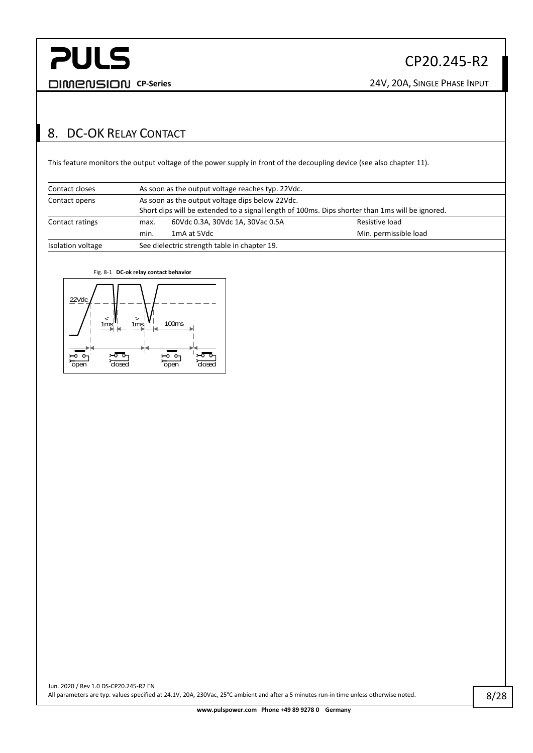## 8. DC-OK Relay Contact

This feature monitors the output voltage of the power supply in front of the decoupling device (see also chapter 11).

| | | | |
|---|---|---|---|
| Contact closes | As soon as the output voltage reaches typ. 22Vdc. | | |
| Contact opens | As soon as the output voltage dips below 22Vdc.<br>Short dips will be extended to a signal length of 100ms. Dips shorter than 1ms will be ignored. | | |
| Contact ratings | max. | 60Vdc 0.3A, 30Vdc 1A, 30Vac 0.5A | Resistive load |
| | min. | 1mA at 5Vdc | Min. permissible load |
| Isolation voltage | See dielectric strength table in chapter 19. | | |

Fig. 8-1 **DC-ok relay contact behavior**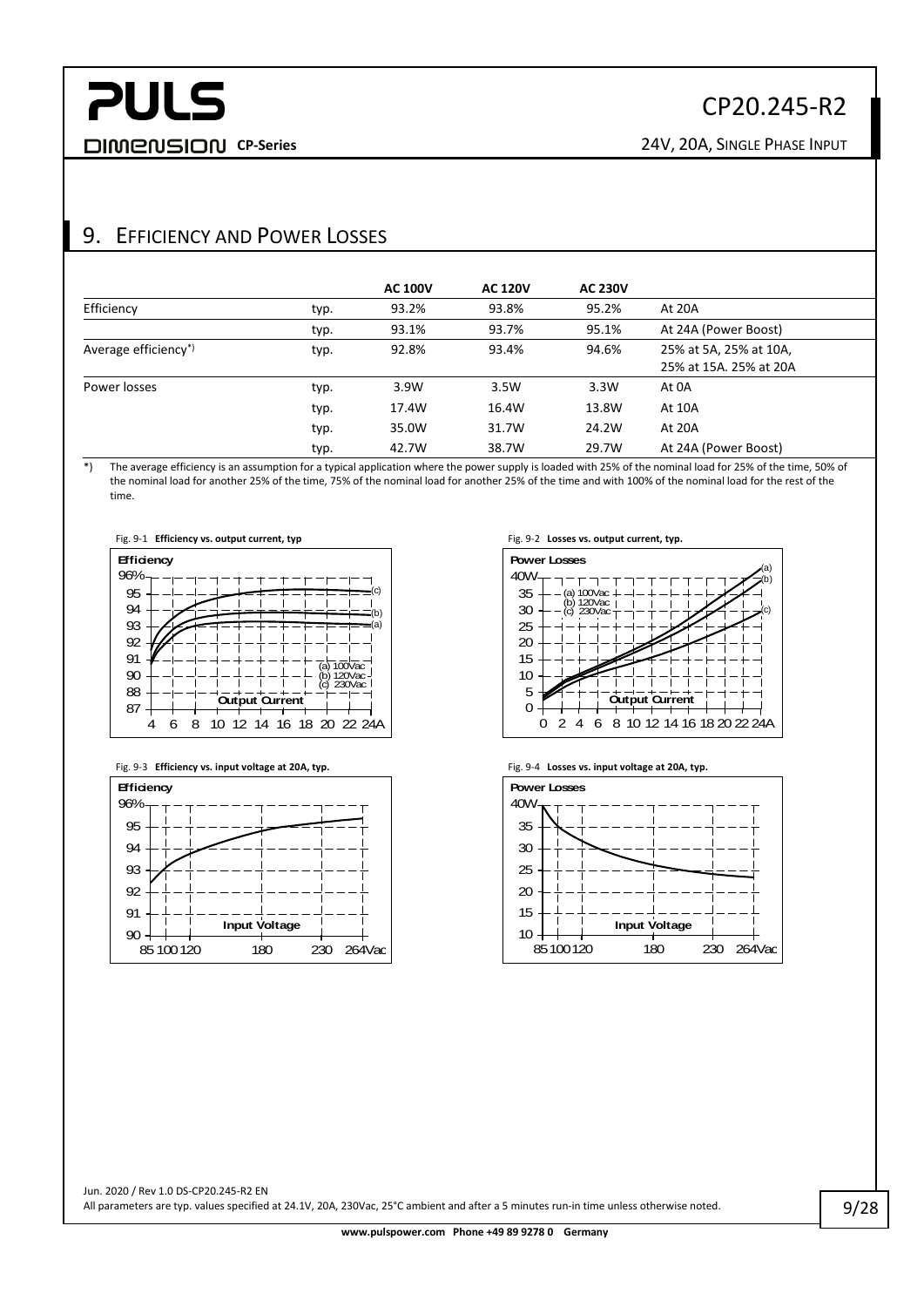## 9. Efficiency and Power Losses

| | | AC 100V | AC 120V | AC 230V | |
|---|---|---|---|---|---|
| Efficiency | typ. | 93.2% | 93.8% | 95.2% | At 20A |
| | typ. | 93.1% | 93.7% | 95.1% | At 24A (Power Boost) |
| Average efficiency*) | typ. | 92.8% | 93.4% | 94.6% | 25% at 5A, 25% at 10A, 25% at 15A. 25% at 20A |
| Power losses | typ. | 3.9W | 3.5W | 3.3W | At 0A |
| | typ. | 17.4W | 16.4W | 13.8W | At 10A |
| | typ. | 35.0W | 31.7W | 24.2W | At 20A |
| | typ. | 42.7W | 38.7W | 29.7W | At 24A (Power Boost) |

*) The average efficiency is an assumption for a typical application where the power supply is loaded with 25% of the nominal load for 25% of the time, 50% of the nominal load for another 25% of the time, 75% of the nominal load for another 25% of the time and with 100% of the nominal load for the rest of the time.

Fig. 9-1 **Efficiency vs. output current, typ**

Fig. 9-2 **Losses vs. output current, typ.**

Fig. 9-3 **Efficiency vs. input voltage at 20A, typ.**

Fig. 9-4 **Losses vs. input voltage at 20A, typ.**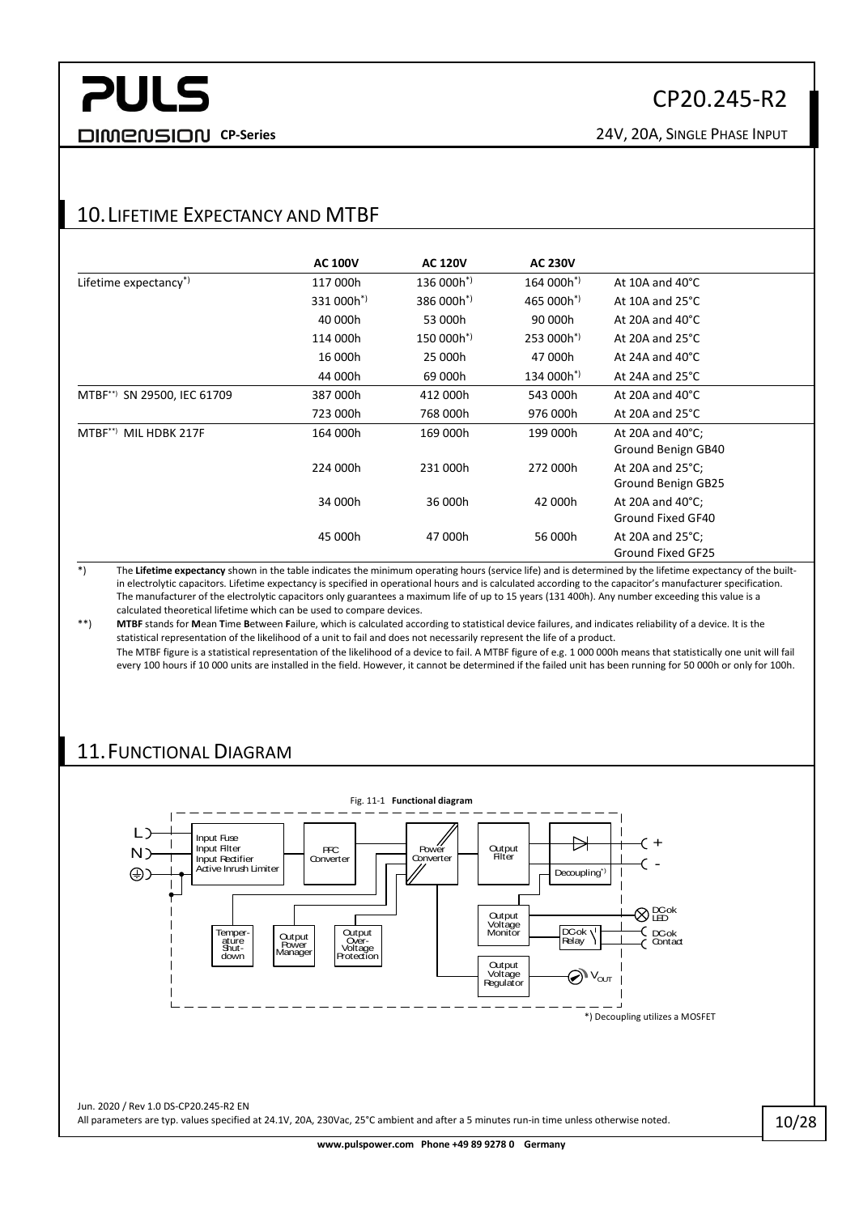## 10. Lifetime Expectancy and MTBF

| | AC 100V | AC 120V | AC 230V | |
|---|---|---|---|---|
| Lifetime expectancy*) | 117 000h | 136 000h*) | 164 000h*) | At 10A and 40°C |
| | 331 000h*) | 386 000h*) | 465 000h*) | At 10A and 25°C |
| | 40 000h | 53 000h | 90 000h | At 20A and 40°C |
| | 114 000h | 150 000h*) | 253 000h*) | At 20A and 25°C |
| | 16 000h | 25 000h | 47 000h | At 24A and 40°C |
| | 44 000h | 69 000h | 134 000h*) | At 24A and 25°C |
| MTBF**) SN 29500, IEC 61709 | 387 000h | 412 000h | 543 000h | At 20A and 40°C |
| | 723 000h | 768 000h | 976 000h | At 20A and 25°C |
| MTBF**) MIL HDBK 217F | 164 000h | 169 000h | 199 000h | At 20A and 40°C; Ground Benign GB40 |
| | 224 000h | 231 000h | 272 000h | At 20A and 25°C; Ground Benign GB25 |
| | 34 000h | 36 000h | 42 000h | At 20A and 40°C; Ground Fixed GF40 |
| | 45 000h | 47 000h | 56 000h | At 20A and 25°C; Ground Fixed GF25 |

*) The **Lifetime expectancy** shown in the table indicates the minimum operating hours (service life) and is determined by the lifetime expectancy of the built-in electrolytic capacitors. Lifetime expectancy is specified in operational hours and is calculated according to the capacitor's manufacturer specification. The manufacturer of the electrolytic capacitors only guarantees a maximum life of up to 15 years (131 400h). Any number exceeding this value is a calculated theoretical lifetime which can be used to compare devices.

**) **MTBF** stands for **M**ean **T**ime **B**etween **F**ailure, which is calculated according to statistical device failures, and indicates reliability of a device. It is the statistical representation of the likelihood of a unit to fail and does not necessarily represent the life of a product.
The MTBF figure is a statistical representation of the likelihood of a device to fail. A MTBF figure of e.g. 1 000 000h means that statistically one unit will fail every 100 hours if 10 000 units are installed in the field. However, it cannot be determined if the failed unit has been running for 50 000h or only for 100h.

## 11. Functional Diagram

Fig. 11-1 **Functional diagram**

L, N, ⏚ → Input Fuse, Input Filter, Input Rectifier, Active Inrush Limiter → PFC Converter → Power Converter → Output Filter → Decoupling*) → +, -

Temperature Shut-down; Output Power Manager; Output Over-Voltage Protection; Output Voltage Monitor → DC-ok LED, DC-ok Relay → DC-ok Contact; Output Voltage Regulator → $V_{OUT}$

*) Decoupling utilizes a MOSFET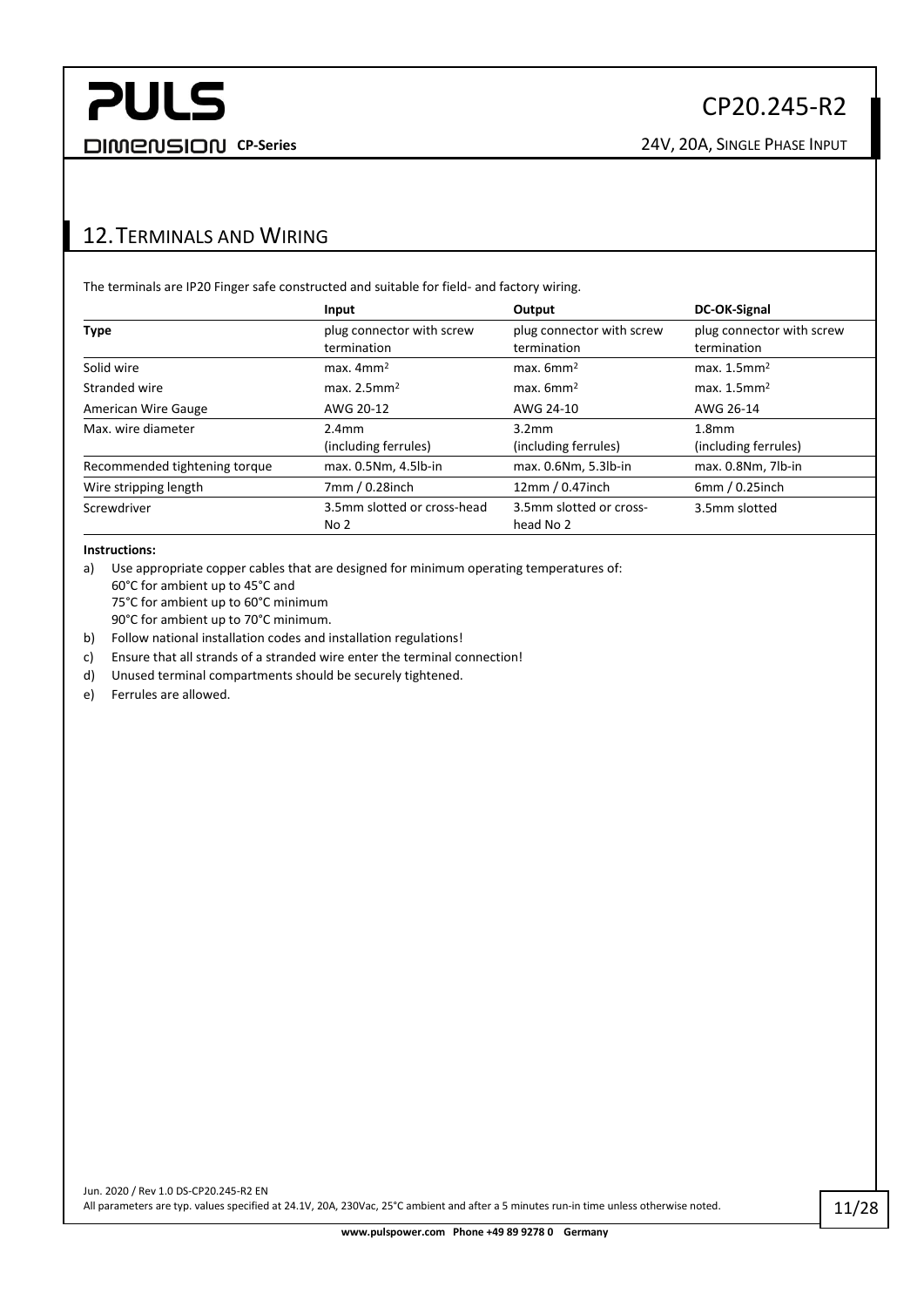## 12. Terminals and Wiring

The terminals are IP20 Finger safe constructed and suitable for field- and factory wiring.

| | Input | Output | DC-OK-Signal |
|---|---|---|---|
| **Type** | plug connector with screw termination | plug connector with screw termination | plug connector with screw termination |
| Solid wire | max. 4mm$^2$ | max. 6mm$^2$ | max. 1.5mm$^2$ |
| Stranded wire | max. 2.5mm$^2$ | max. 6mm$^2$ | max. 1.5mm$^2$ |
| American Wire Gauge | AWG 20-12 | AWG 24-10 | AWG 26-14 |
| Max. wire diameter | 2.4mm (including ferrules) | 3.2mm (including ferrules) | 1.8mm (including ferrules) |
| Recommended tightening torque | max. 0.5Nm, 4.5lb-in | max. 0.6Nm, 5.3lb-in | max. 0.8Nm, 7lb-in |
| Wire stripping length | 7mm / 0.28inch | 12mm / 0.47inch | 6mm / 0.25inch |
| Screwdriver | 3.5mm slotted or cross-head No 2 | 3.5mm slotted or cross-head No 2 | 3.5mm slotted |

**Instructions:**

a) Use appropriate copper cables that are designed for minimum operating temperatures of:
 60°C for ambient up to 45°C and
 75°C for ambient up to 60°C minimum
 90°C for ambient up to 70°C minimum.

b) Follow national installation codes and installation regulations!

c) Ensure that all strands of a stranded wire enter the terminal connection!

d) Unused terminal compartments should be securely tightened.

e) Ferrules are allowed.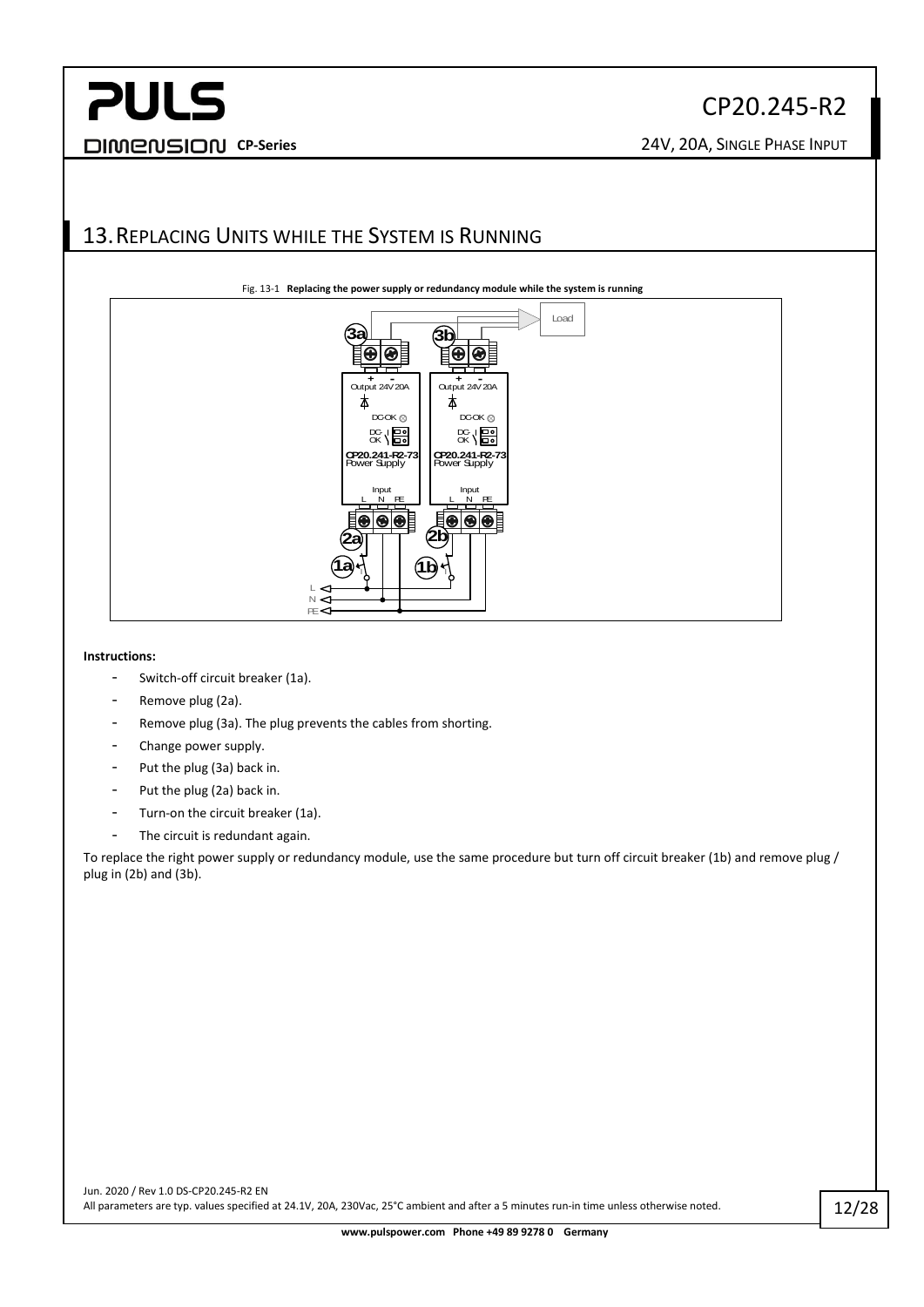## 13. Replacing Units while the System is Running

Fig. 13-1 **Replacing the power supply or redundancy module while the system is running**

**Instructions:**

- Switch-off circuit breaker (1a).
- Remove plug (2a).
- Remove plug (3a). The plug prevents the cables from shorting.
- Change power supply.
- Put the plug (3a) back in.
- Put the plug (2a) back in.
- Turn-on the circuit breaker (1a).
- The circuit is redundant again.

To replace the right power supply or redundancy module, use the same procedure but turn off circuit breaker (1b) and remove plug / plug in (2b) and (3b).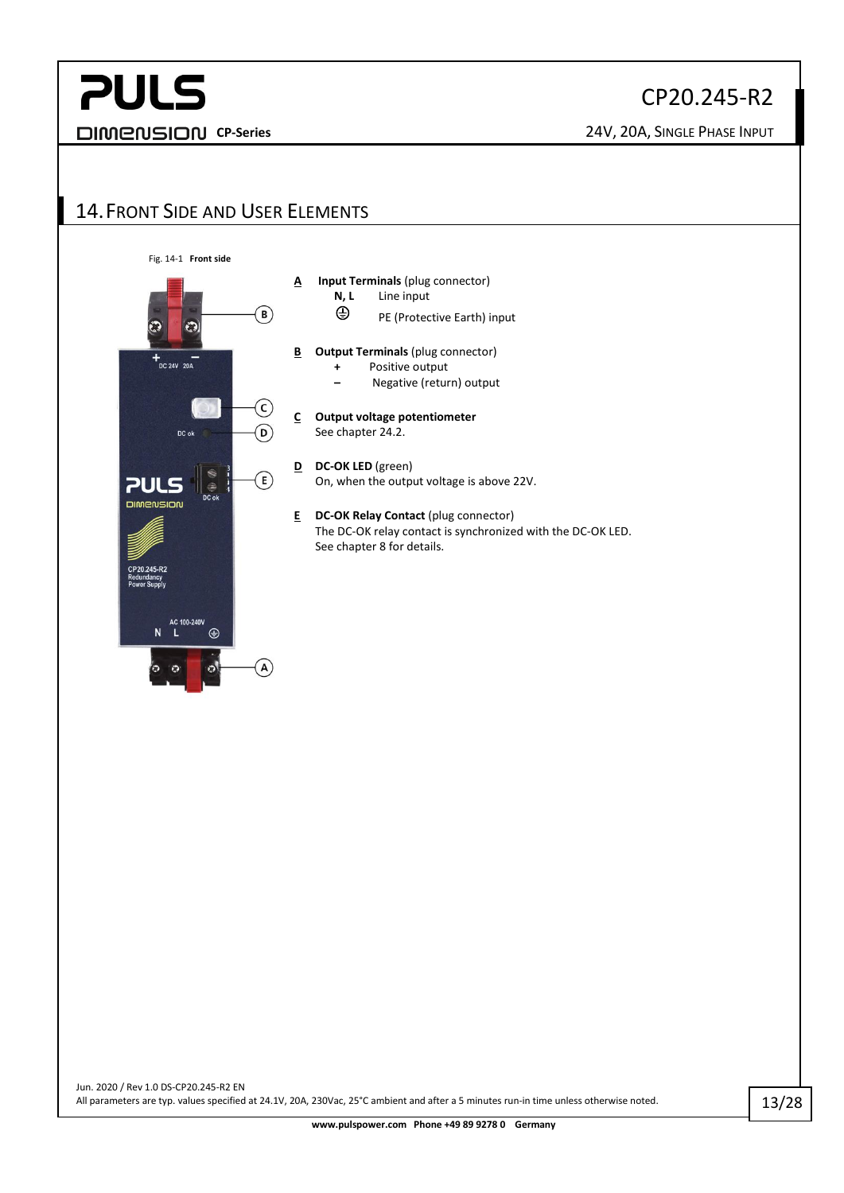## 14. Front Side and User Elements

Fig. 14-1 **Front side**

**A** **Input Terminals** (plug connector)

- **N, L** Line input
- ⏚ PE (Protective Earth) input

**B** **Output Terminals** (plug connector)

- **+** Positive output
- **–** Negative (return) output

**C** **Output voltage potentiometer**

See chapter 24.2.

**D** **DC-OK LED** (green)

On, when the output voltage is above 22V.

**E** **DC-OK Relay Contact** (plug connector)

The DC-OK relay contact is synchronized with the DC-OK LED.
See chapter 8 for details.

Jun. 2020 / Rev 1.0 DS-CP20.245-R2 EN
All parameters are typ. values specified at 24.1V, 20A, 230Vac, 25°C ambient and after a 5 minutes run-in time unless otherwise noted.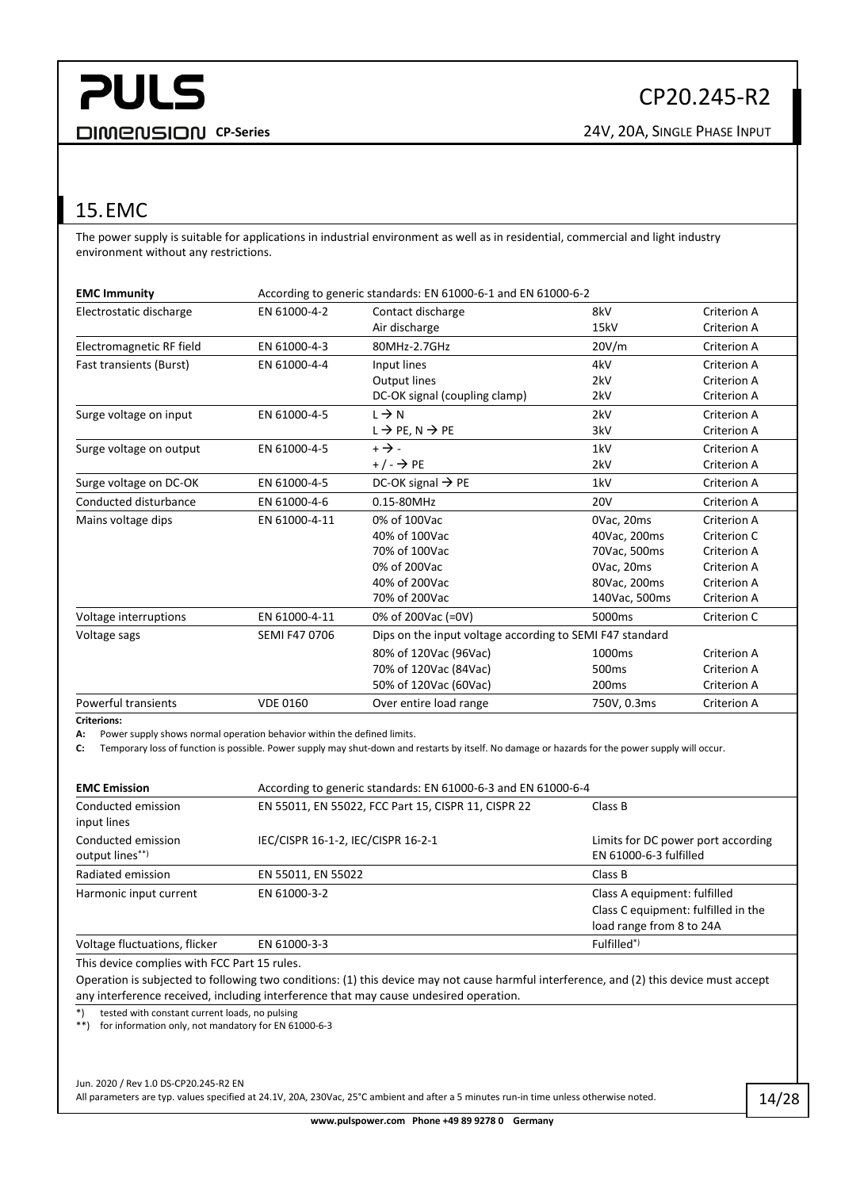## 15. EMC

The power supply is suitable for applications in industrial environment as well as in residential, commercial and light industry environment without any restrictions.

| **EMC Immunity** | According to generic standards: EN 61000-6-1 and EN 61000-6-2 | | | |
|---|---|---|---|---|
| Electrostatic discharge | EN 61000-4-2 | Contact discharge<br>Air discharge | 8kV<br>15kV | Criterion A<br>Criterion A |
| Electromagnetic RF field | EN 61000-4-3 | 80MHz-2.7GHz | 20V/m | Criterion A |
| Fast transients (Burst) | EN 61000-4-4 | Input lines<br>Output lines<br>DC-OK signal (coupling clamp) | 4kV<br>2kV<br>2kV | Criterion A<br>Criterion A<br>Criterion A |
| Surge voltage on input | EN 61000-4-5 | L → N<br>L → PE, N → PE | 2kV<br>3kV | Criterion A<br>Criterion A |
| Surge voltage on output | EN 61000-4-5 | + → -<br>+ / - → PE | 1kV<br>2kV | Criterion A<br>Criterion A |
| Surge voltage on DC-OK | EN 61000-4-5 | DC-OK signal → PE | 1kV | Criterion A |
| Conducted disturbance | EN 61000-4-6 | 0.15-80MHz | 20V | Criterion A |
| Mains voltage dips | EN 61000-4-11 | 0% of 100Vac<br>40% of 100Vac<br>70% of 100Vac<br>0% of 200Vac<br>40% of 200Vac<br>70% of 200Vac | 0Vac, 20ms<br>40Vac, 200ms<br>70Vac, 500ms<br>0Vac, 20ms<br>80Vac, 200ms<br>140Vac, 500ms | Criterion A<br>Criterion C<br>Criterion A<br>Criterion A<br>Criterion A<br>Criterion A |
| Voltage interruptions | EN 61000-4-11 | 0% of 200Vac (=0V) | 5000ms | Criterion C |
| Voltage sags | SEMI F47 0706 | Dips on the input voltage according to SEMI F47 standard | | |
| | | 80% of 120Vac (96Vac)<br>70% of 120Vac (84Vac)<br>50% of 120Vac (60Vac) | 1000ms<br>500ms<br>200ms | Criterion A<br>Criterion A<br>Criterion A |
| Powerful transients | VDE 0160 | Over entire load range | 750V, 0.3ms | Criterion A |

**Criterions:**

**A:** Power supply shows normal operation behavior within the defined limits.

**C:** Temporary loss of function is possible. Power supply may shut-down and restarts by itself. No damage or hazards for the power supply will occur.

| **EMC Emission** | According to generic standards: EN 61000-6-3 and EN 61000-6-4 | |
|---|---|---|
| Conducted emission input lines | EN 55011, EN 55022, FCC Part 15, CISPR 11, CISPR 22 | Class B |
| Conducted emission output lines**) | IEC/CISPR 16-1-2, IEC/CISPR 16-2-1 | Limits for DC power port according EN 61000-6-3 fulfilled |
| Radiated emission | EN 55011, EN 55022 | Class B |
| Harmonic input current | EN 61000-3-2 | Class A equipment: fulfilled<br>Class C equipment: fulfilled in the load range from 8 to 24A |
| Voltage fluctuations, flicker | EN 61000-3-3 | Fulfilled*) |

This device complies with FCC Part 15 rules.

Operation is subjected to following two conditions: (1) this device may not cause harmful interference, and (2) this device must accept any interference received, including interference that may cause undesired operation.

*) tested with constant current loads, no pulsing

**) for information only, not mandatory for EN 61000-6-3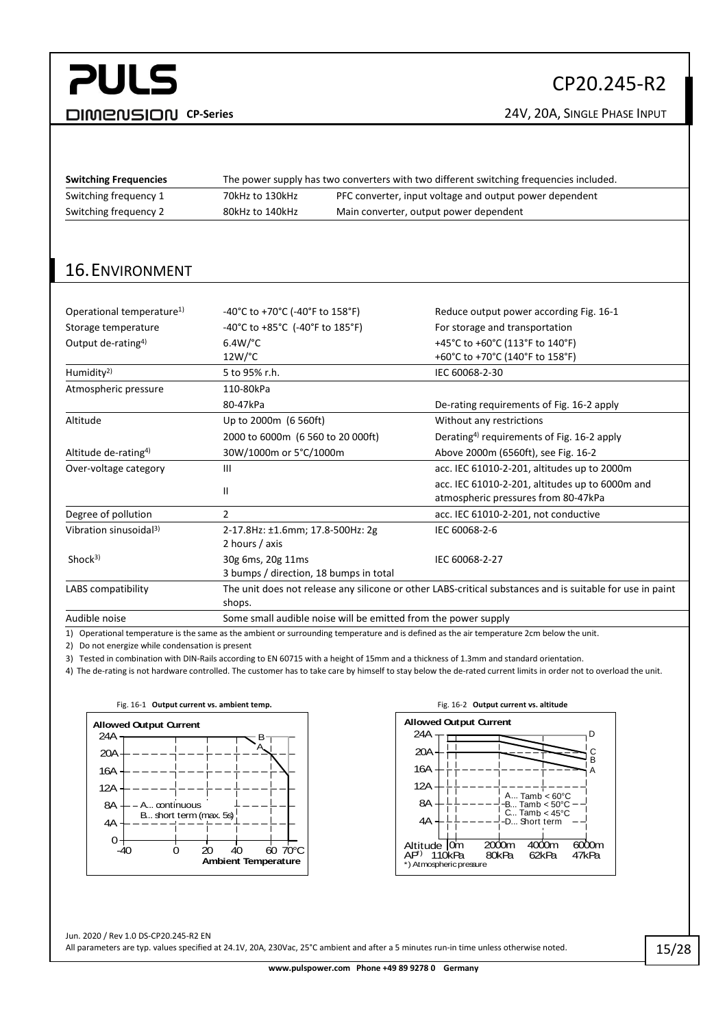| **Switching Frequencies** | The power supply has two converters with two different switching frequencies included. | |
|---|---|---|
| Switching frequency 1 | 70kHz to 130kHz | PFC converter, input voltage and output power dependent |
| Switching frequency 2 | 80kHz to 140kHz | Main converter, output power dependent |

# 16. ENVIRONMENT

| | | |
|---|---|---|
| Operational temperature[1)] | -40°C to +70°C (-40°F to 158°F) | Reduce output power according Fig. 16-1 |
| Storage temperature | -40°C to +85°C (-40°F to 185°F) | For storage and transportation |
| Output de-rating[4)] | 6.4W/°C | +45°C to +60°C (113°F to 140°F) |
| | 12W/°C | +60°C to +70°C (140°F to 158°F) |
| Humidity[2)] | 5 to 95% r.h. | IEC 60068-2-30 |
| Atmospheric pressure | 110-80kPa | |
| | 80-47kPa | De-rating requirements of Fig. 16-2 apply |
| Altitude | Up to 2000m (6 560ft) | Without any restrictions |
| | 2000 to 6000m (6 560 to 20 000ft) | Derating[4)] requirements of Fig. 16-2 apply |
| Altitude de-rating[4)] | 30W/1000m or 5°C/1000m | Above 2000m (6560ft), see Fig. 16-2 |
| Over-voltage category | III | acc. IEC 61010-2-201, altitudes up to 2000m |
| | II | acc. IEC 61010-2-201, altitudes up to 6000m and atmospheric pressures from 80-47kPa |
| Degree of pollution | 2 | acc. IEC 61010-2-201, not conductive |
| Vibration sinusoidal[3)] | 2-17.8Hz: ±1.6mm; 17.8-500Hz: 2g<br>2 hours / axis | IEC 60068-2-6 |
| Shock[3)] | 30g 6ms, 20g 11ms<br>3 bumps / direction, 18 bumps in total | IEC 60068-2-27 |
| LABS compatibility | The unit does not release any silicone or other LABS-critical substances and is suitable for use in paint shops. | |
| Audible noise | Some small audible noise will be emitted from the power supply | |

1) Operational temperature is the same as the ambient or surrounding temperature and is defined as the air temperature 2cm below the unit.

2) Do not energize while condensation is present

3) Tested in combination with DIN-Rails according to EN 60715 with a height of 15mm and a thickness of 1.3mm and standard orientation.

4) The de-rating is not hardware controlled. The customer has to take care by himself to stay below the de-rated current limits in order not to overload the unit.

Fig. 16-1 **Output current vs. ambient temp.**

Fig. 16-2 **Output current vs. altitude**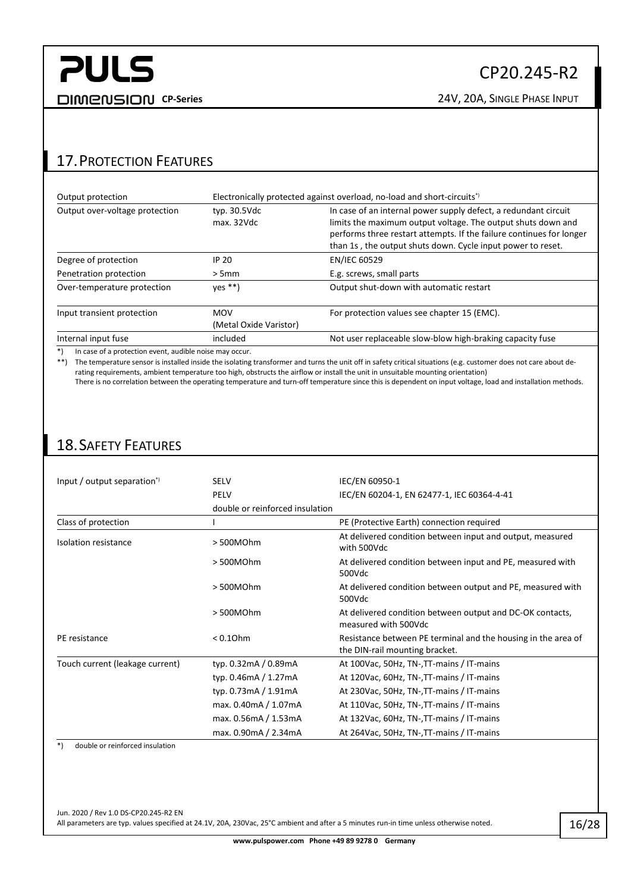## 17. Protection Features

| | | |
|---|---|---|
| Output protection | Electronically protected against overload, no-load and short-circuits[*] | |
| Output over-voltage protection | typ. 30.5Vdc<br>max. 32Vdc | In case of an internal power supply defect, a redundant circuit limits the maximum output voltage. The output shuts down and performs three restart attempts. If the failure continues for longer than 1s , the output shuts down. Cycle input power to reset. |
| Degree of protection | IP 20 | EN/IEC 60529 |
| Penetration protection | > 5mm | E.g. screws, small parts |
| Over-temperature protection | yes **) | Output shut-down with automatic restart |
| Input transient protection | MOV<br>(Metal Oxide Varistor) | For protection values see chapter 15 (EMC). |
| Internal input fuse | included | Not user replaceable slow-blow high-braking capacity fuse |

*) In case of a protection event, audible noise may occur.

**) The temperature sensor is installed inside the isolating transformer and turns the unit off in safety critical situations (e.g. customer does not care about de-rating requirements, ambient temperature too high, obstructs the airflow or install the unit in unsuitable mounting orientation)
There is no correlation between the operating temperature and turn-off temperature since this is dependent on input voltage, load and installation methods.

## 18. Safety Features

| | | |
|---|---|---|
| Input / output separation[*] | SELV | IEC/EN 60950-1 |
| | PELV | IEC/EN 60204-1, EN 62477-1, IEC 60364-4-41 |
| | double or reinforced insulation | |
| Class of protection | I | PE (Protective Earth) connection required |
| Isolation resistance | > 500MOhm | At delivered condition between input and output, measured with 500Vdc |
| | > 500MOhm | At delivered condition between input and PE, measured with 500Vdc |
| | > 500MOhm | At delivered condition between output and PE, measured with 500Vdc |
| | > 500MOhm | At delivered condition between output and DC-OK contacts, measured with 500Vdc |
| PE resistance | < 0.1Ohm | Resistance between PE terminal and the housing in the area of the DIN-rail mounting bracket. |
| Touch current (leakage current) | typ. 0.32mA / 0.89mA | At 100Vac, 50Hz, TN-,TT-mains / IT-mains |
| | typ. 0.46mA / 1.27mA | At 120Vac, 60Hz, TN-,TT-mains / IT-mains |
| | typ. 0.73mA / 1.91mA | At 230Vac, 50Hz, TN-,TT-mains / IT-mains |
| | max. 0.40mA / 1.07mA | At 110Vac, 50Hz, TN-,TT-mains / IT-mains |
| | max. 0.56mA / 1.53mA | At 132Vac, 60Hz, TN-,TT-mains / IT-mains |
| | max. 0.90mA / 2.34mA | At 264Vac, 50Hz, TN-,TT-mains / IT-mains |

*) double or reinforced insulation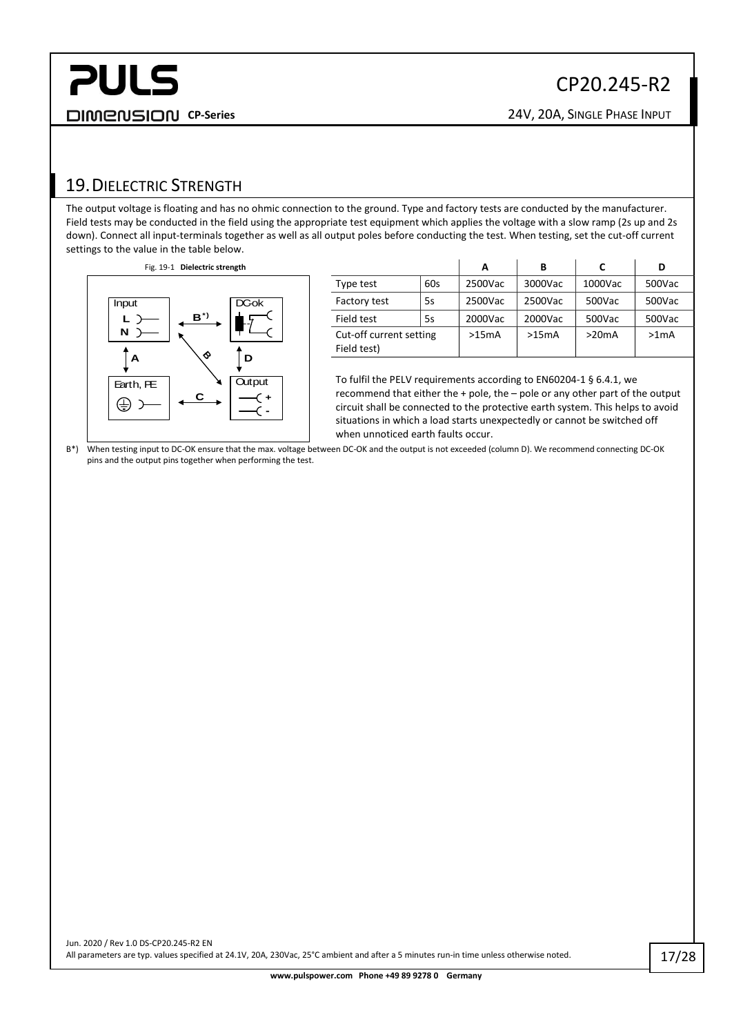## 19. DIELECTRIC STRENGTH

The output voltage is floating and has no ohmic connection to the ground. Type and factory tests are conducted by the manufacturer. Field tests may be conducted in the field using the appropriate test equipment which applies the voltage with a slow ramp (2s up and 2s down). Connect all input-terminals together as well as all output poles before conducting the test. When testing, set the cut-off current settings to the value in the table below.

Fig. 19-1 **Dielectric strength**

| | | A | B | C | D |
|---|---|---|---|---|---|
| Type test | 60s | 2500Vac | 3000Vac | 1000Vac | 500Vac |
| Factory test | 5s | 2500Vac | 2500Vac | 500Vac | 500Vac |
| Field test | 5s | 2000Vac | 2000Vac | 500Vac | 500Vac |
| Cut-off current setting Field test) | | >15mA | >15mA | >20mA | >1mA |

To fulfil the PELV requirements according to EN60204-1 § 6.4.1, we recommend that either the + pole, the – pole or any other part of the output circuit shall be connected to the protective earth system. This helps to avoid situations in which a load starts unexpectedly or cannot be switched off when unnoticed earth faults occur.

B*) When testing input to DC-OK ensure that the max. voltage between DC-OK and the output is not exceeded (column D). We recommend connecting DC-OK pins and the output pins together when performing the test.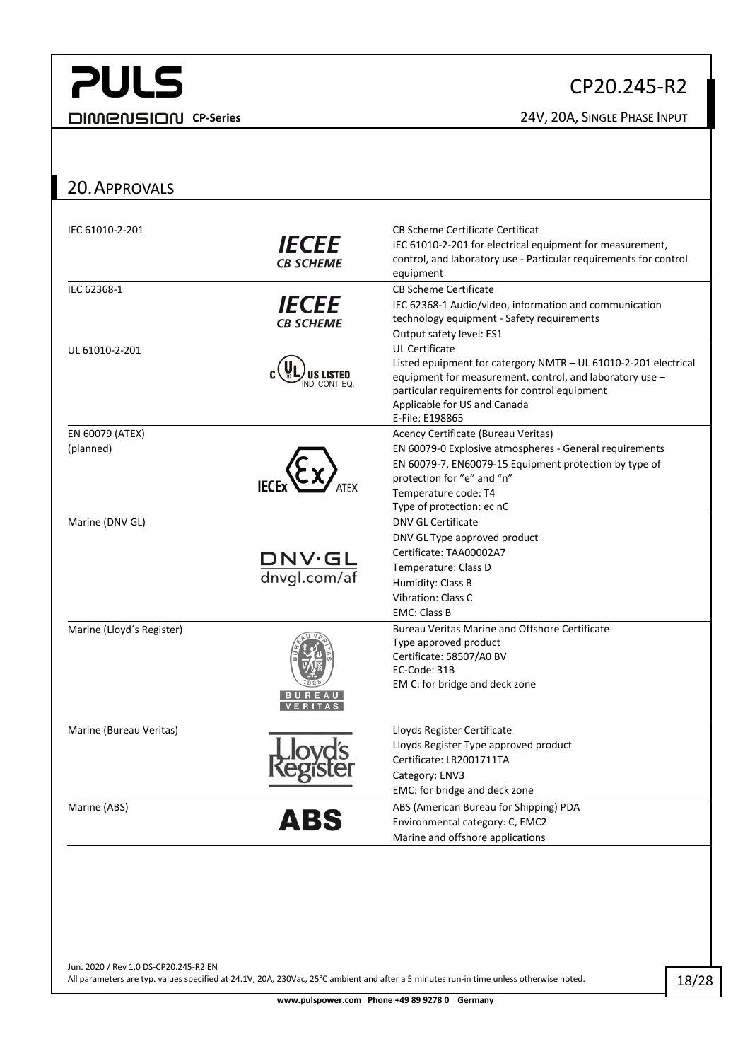## 20. APPROVALS

| | | |
|---|---|---|
| IEC 61010-2-201 | IECEE CB SCHEME | CB Scheme Certificate Certificat<br>IEC 61010-2-201 for electrical equipment for measurement, control, and laboratory use - Particular requirements for control equipment |
| IEC 62368-1 | IECEE CB SCHEME | CB Scheme Certificate<br>IEC 62368-1 Audio/video, information and communication technology equipment - Safety requirements<br>Output safety level: ES1 |
| UL 61010-2-201 | c UL US LISTED IND. CONT. EQ. | UL Certificate<br>Listed epuipment for catergory NMTR – UL 61010-2-201 electrical equipment for measurement, control, and laboratory use – particular requirements for control equipment<br>Applicable for US and Canada<br>E-File: E198865 |
| EN 60079 (ATEX)<br>(planned) | IECEx Ex ATEX | Acency Certificate (Bureau Veritas)<br>EN 60079-0 Explosive atmospheres - General requirements<br>EN 60079-7, EN60079-15 Equipment protection by type of protection for "e" and "n"<br>Temperature code: T4<br>Type of protection: ec nC |
| Marine (DNV GL) | DNV·GL dnvgl.com/af | DNV GL Certificate<br>DNV GL Type approved product<br>Certificate: TAA00002A7<br>Temperature: Class D<br>Humidity: Class B<br>Vibration: Class C<br>EMC: Class B |
| Marine (Lloyd´s Register) | BUREAU VERITAS | Bureau Veritas Marine and Offshore Certificate<br>Type approved product<br>Certificate: 58507/A0 BV<br>EC-Code: 31B<br>EM C: for bridge and deck zone |
| Marine (Bureau Veritas) | Lloyd's Register | Lloyds Register Certificate<br>Lloyds Register Type approved product<br>Certificate: LR2001711TA<br>Category: ENV3<br>EMC: for bridge and deck zone |
| Marine (ABS) | ABS | ABS (American Bureau for Shipping) PDA<br>Environmental category: C, EMC2<br>Marine and offshore applications |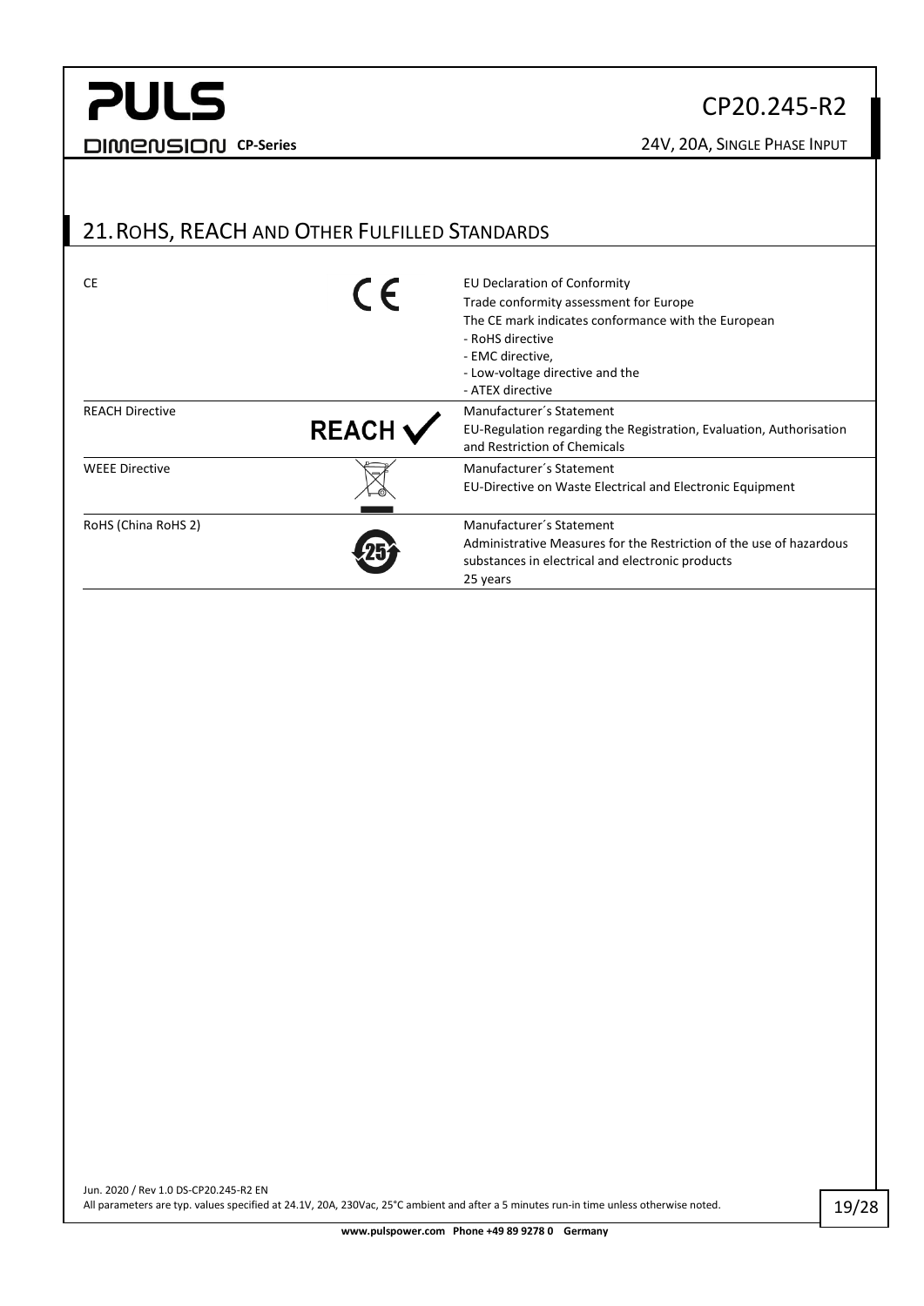## 21. RoHS, REACH and Other Fulfilled Standards

| | | |
|---|---|---|
| CE | CE | EU Declaration of Conformity<br>Trade conformity assessment for Europe<br>The CE mark indicates conformance with the European<br>- RoHS directive<br>- EMC directive,<br>- Low-voltage directive and the<br>- ATEX directive |
| REACH Directive | REACH ✓ | Manufacturer´s Statement<br>EU-Regulation regarding the Registration, Evaluation, Authorisation and Restriction of Chemicals |
| WEEE Directive | | Manufacturer´s Statement<br>EU-Directive on Waste Electrical and Electronic Equipment |
| RoHS (China RoHS 2) | 25 | Manufacturer´s Statement<br>Administrative Measures for the Restriction of the use of hazardous substances in electrical and electronic products<br>25 years |

Jun. 2020 / Rev 1.0 DS-CP20.245-R2 EN
All parameters are typ. values specified at 24.1V, 20A, 230Vac, 25°C ambient and after a 5 minutes run-in time unless otherwise noted.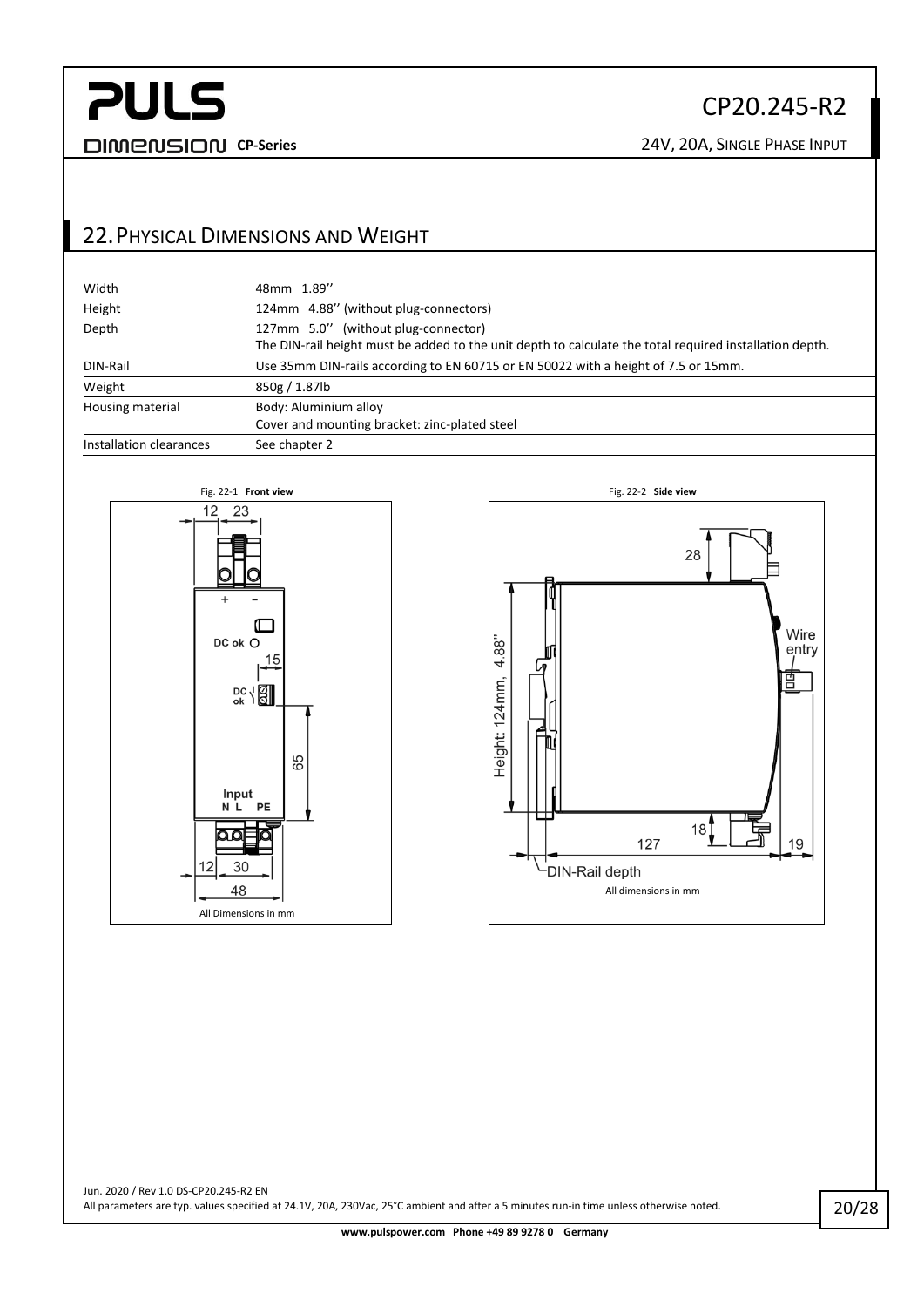## 22. Physical Dimensions and Weight

| | |
|---|---|
| Width | 48mm 1.89'' |
| Height | 124mm 4.88'' (without plug-connectors) |
| Depth | 127mm 5.0'' (without plug-connector)<br>The DIN-rail height must be added to the unit depth to calculate the total required installation depth. |
| DIN-Rail | Use 35mm DIN-rails according to EN 60715 or EN 50022 with a height of 7.5 or 15mm. |
| Weight | 850g / 1.87lb |
| Housing material | Body: Aluminium alloy<br>Cover and mounting bracket: zinc-plated steel |
| Installation clearances | See chapter 2 |

Fig. 22-1 **Front view**

All Dimensions in mm

Fig. 22-2 **Side view**

All dimensions in mm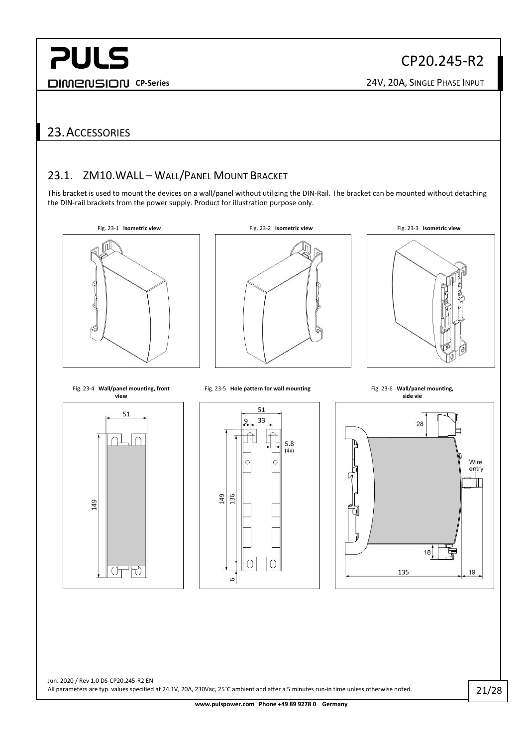# 23. Accessories

## 23.1. ZM10.WALL – Wall/Panel Mount Bracket

This bracket is used to mount the devices on a wall/panel without utilizing the DIN-Rail. The bracket can be mounted without detaching the DIN-rail brackets from the power supply. Product for illustration purpose only.

Fig. 23-1 **Isometric view**

Fig. 23-2 **Isometric view**

Fig. 23-3 **Isometric view**

Fig. 23-4 **Wall/panel mounting, front view**

Fig. 23-5 **Hole pattern for wall mounting**

Fig. 23-6 **Wall/panel mounting, side vie**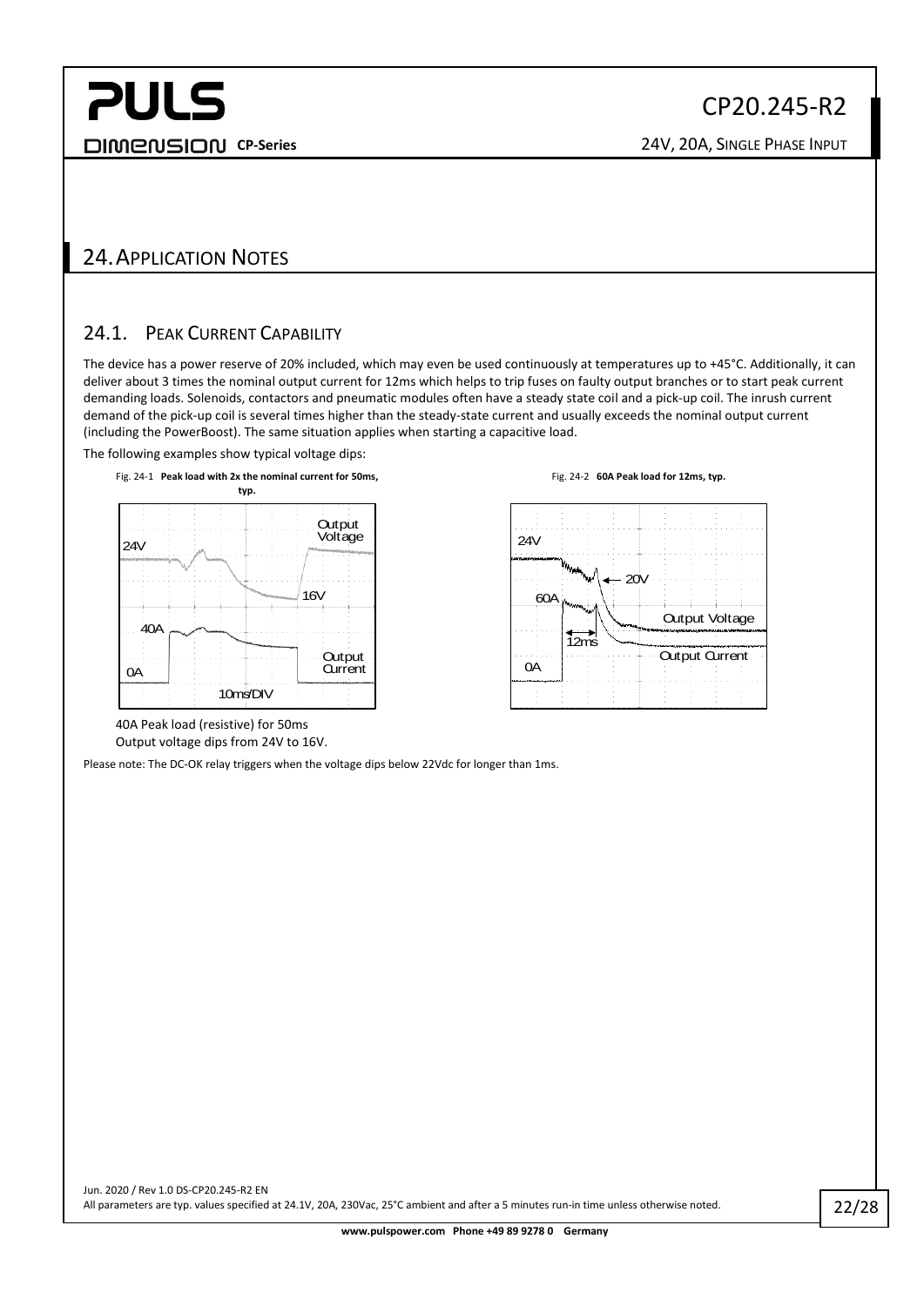## 24. Application Notes

### 24.1. Peak Current Capability

The device has a power reserve of 20% included, which may even be used continuously at temperatures up to +45°C. Additionally, it can deliver about 3 times the nominal output current for 12ms which helps to trip fuses on faulty output branches or to start peak current demanding loads. Solenoids, contactors and pneumatic modules often have a steady state coil and a pick-up coil. The inrush current demand of the pick-up coil is several times higher than the steady-state current and usually exceeds the nominal output current (including the PowerBoost). The same situation applies when starting a capacitive load.

The following examples show typical voltage dips:

Fig. 24-1 **Peak load with 2x the nominal current for 50ms, typ.**

40A Peak load (resistive) for 50ms
Output voltage dips from 24V to 16V.

Fig. 24-2 **60A Peak load for 12ms, typ.**

Please note: The DC-OK relay triggers when the voltage dips below 22Vdc for longer than 1ms.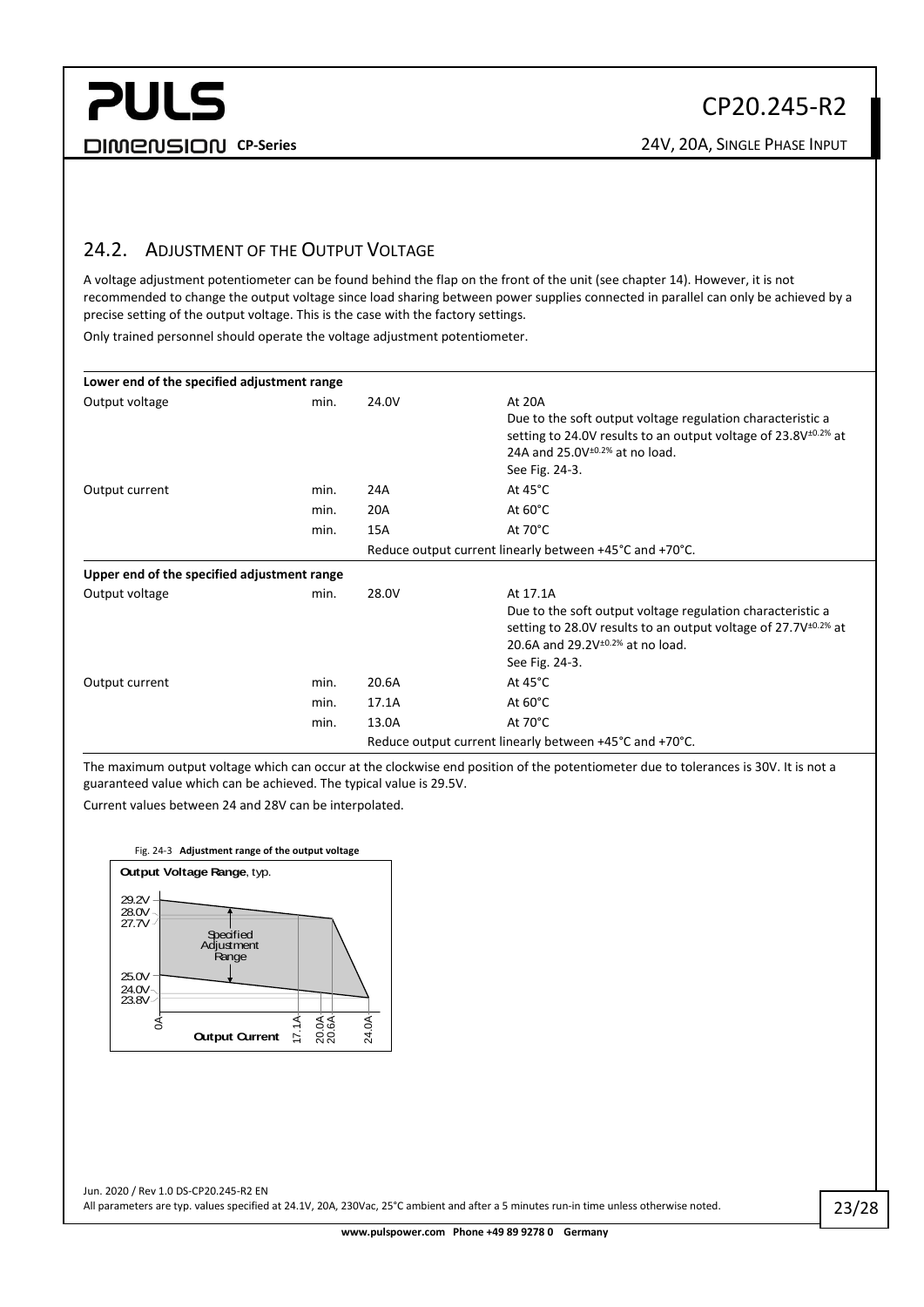## 24.2. Adjustment of the Output Voltage

A voltage adjustment potentiometer can be found behind the flap on the front of the unit (see chapter 14). However, it is not recommended to change the output voltage since load sharing between power supplies connected in parallel can only be achieved by a precise setting of the output voltage. This is the case with the factory settings.

Only trained personnel should operate the voltage adjustment potentiometer.

| **Lower end of the specified adjustment range** | | | |
|---|---|---|---|
| Output voltage | min. | 24.0V | At 20A<br>Due to the soft output voltage regulation characteristic a setting to 24.0V results to an output voltage of 23.8V$^{\pm 0.2\%}$ at 24A and 25.0V$^{\pm 0.2\%}$ at no load.<br>See Fig. 24-3. |
| Output current | min. | 24A | At 45°C |
| | min. | 20A | At 60°C |
| | min. | 15A | At 70°C |
| | | Reduce output current linearly between +45°C and +70°C. | |
| **Upper end of the specified adjustment range** | | | |
| Output voltage | min. | 28.0V | At 17.1A<br>Due to the soft output voltage regulation characteristic a setting to 28.0V results to an output voltage of 27.7V$^{\pm 0.2\%}$ at 20.6A and 29.2V$^{\pm 0.2\%}$ at no load.<br>See Fig. 24-3. |
| Output current | min. | 20.6A | At 45°C |
| | min. | 17.1A | At 60°C |
| | min. | 13.0A | At 70°C |
| | | Reduce output current linearly between +45°C and +70°C. | |

The maximum output voltage which can occur at the clockwise end position of the potentiometer due to tolerances is 30V. It is not a guaranteed value which can be achieved. The typical value is 29.5V.

Current values between 24 and 28V can be interpolated.

Fig. 24-3 **Adjustment range of the output voltage**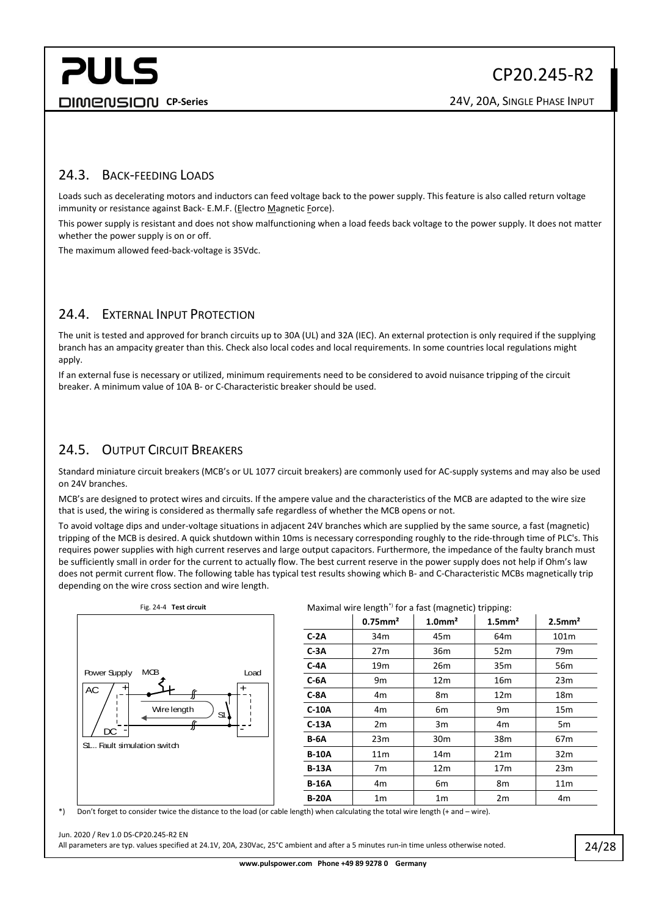## 24.3. Back-feeding Loads

Loads such as decelerating motors and inductors can feed voltage back to the power supply. This feature is also called return voltage immunity or resistance against Back- E.M.F. (Electro Magnetic Force).

This power supply is resistant and does not show malfunctioning when a load feeds back voltage to the power supply. It does not matter whether the power supply is on or off.

The maximum allowed feed-back-voltage is 35Vdc.

## 24.4. External Input Protection

The unit is tested and approved for branch circuits up to 30A (UL) and 32A (IEC). An external protection is only required if the supplying branch has an ampacity greater than this. Check also local codes and local requirements. In some countries local regulations might apply.

If an external fuse is necessary or utilized, minimum requirements need to be considered to avoid nuisance tripping of the circuit breaker. A minimum value of 10A B- or C-Characteristic breaker should be used.

## 24.5. Output Circuit Breakers

Standard miniature circuit breakers (MCB's or UL 1077 circuit breakers) are commonly used for AC-supply systems and may also be used on 24V branches.

MCB's are designed to protect wires and circuits. If the ampere value and the characteristics of the MCB are adapted to the wire size that is used, the wiring is considered as thermally safe regardless of whether the MCB opens or not.

To avoid voltage dips and under-voltage situations in adjacent 24V branches which are supplied by the same source, a fast (magnetic) tripping of the MCB is desired. A quick shutdown within 10ms is necessary corresponding roughly to the ride-through time of PLC's. This requires power supplies with high current reserves and large output capacitors. Furthermore, the impedance of the faulty branch must be sufficiently small in order for the current to actually flow. The best current reserve in the power supply does not help if Ohm's law does not permit current flow. The following table has typical test results showing which B- and C-Characteristic MCBs magnetically trip depending on the wire cross section and wire length.

Fig. 24-4 **Test circuit**

Power Supply, MCB, Load, AC, DC, Wire length, S1, +, -

S1... Fault simulation switch

Maximal wire length*) for a fast (magnetic) tripping:

| | 0.75mm² | 1.0mm² | 1.5mm² | 2.5mm² |
|---|---|---|---|---|
| **C-2A** | 34m | 45m | 64m | 101m |
| **C-3A** | 27m | 36m | 52m | 79m |
| **C-4A** | 19m | 26m | 35m | 56m |
| **C-6A** | 9m | 12m | 16m | 23m |
| **C-8A** | 4m | 8m | 12m | 18m |
| **C-10A** | 4m | 6m | 9m | 15m |
| **C-13A** | 2m | 3m | 4m | 5m |
| **B-6A** | 23m | 30m | 38m | 67m |
| **B-10A** | 11m | 14m | 21m | 32m |
| **B-13A** | 7m | 12m | 17m | 23m |
| **B-16A** | 4m | 6m | 8m | 11m |
| **B-20A** | 1m | 1m | 2m | 4m |

*) Don't forget to consider twice the distance to the load (or cable length) when calculating the total wire length (+ and – wire).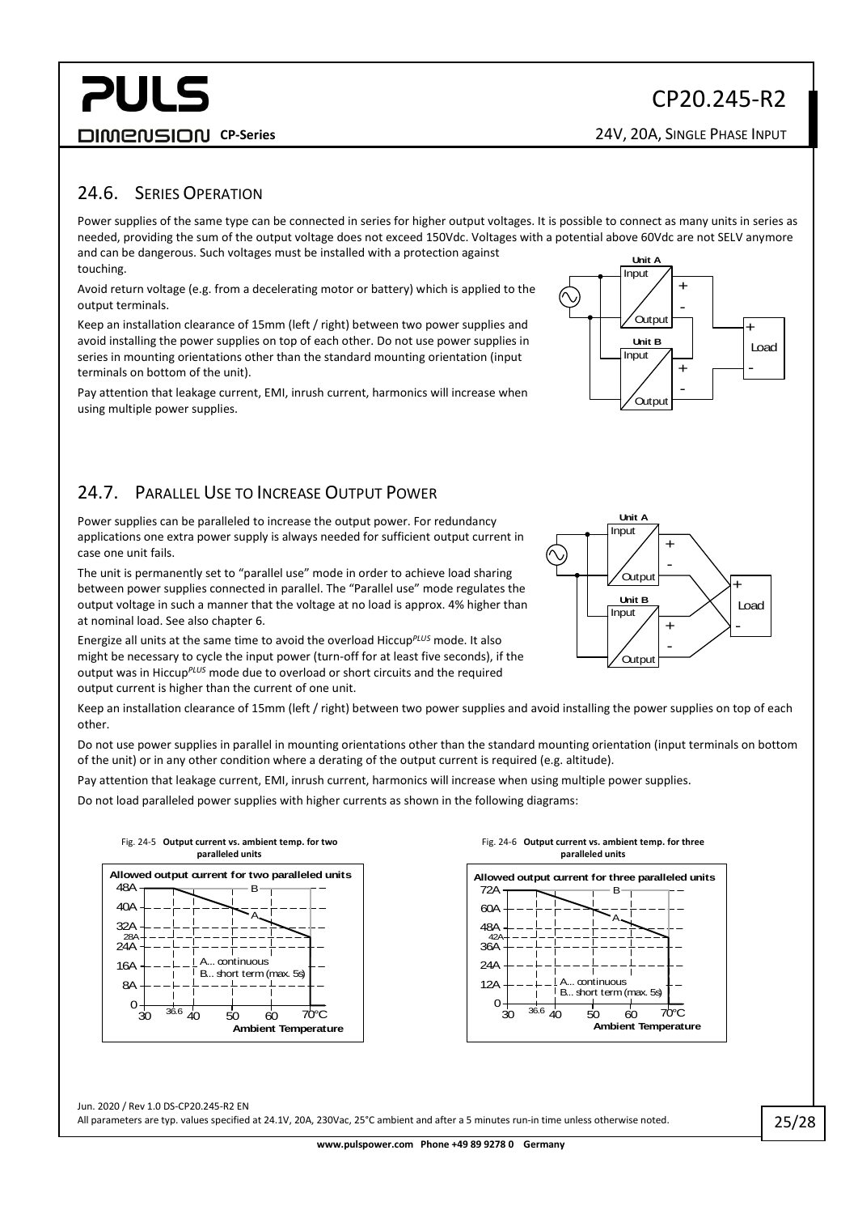## 24.6. SERIES OPERATION

Power supplies of the same type can be connected in series for higher output voltages. It is possible to connect as many units in series as needed, providing the sum of the output voltage does not exceed 150Vdc. Voltages with a potential above 60Vdc are not SELV anymore and can be dangerous. Such voltages must be installed with a protection against touching.

Avoid return voltage (e.g. from a decelerating motor or battery) which is applied to the output terminals.

Keep an installation clearance of 15mm (left / right) between two power supplies and avoid installing the power supplies on top of each other. Do not use power supplies in series in mounting orientations other than the standard mounting orientation (input terminals on bottom of the unit).

Pay attention that leakage current, EMI, inrush current, harmonics will increase when using multiple power supplies.

## 24.7. PARALLEL USE TO INCREASE OUTPUT POWER

Power supplies can be paralleled to increase the output power. For redundancy applications one extra power supply is always needed for sufficient output current in case one unit fails.

The unit is permanently set to "parallel use" mode in order to achieve load sharing between power supplies connected in parallel. The "Parallel use" mode regulates the output voltage in such a manner that the voltage at no load is approx. 4% higher than at nominal load. See also chapter 6.

Energize all units at the same time to avoid the overload Hiccup*PLUS* mode. It also might be necessary to cycle the input power (turn-off for at least five seconds), if the output was in Hiccup*PLUS* mode due to overload or short circuits and the required output current is higher than the current of one unit.

Keep an installation clearance of 15mm (left / right) between two power supplies and avoid installing the power supplies on top of each other.

Do not use power supplies in parallel in mounting orientations other than the standard mounting orientation (input terminals on bottom of the unit) or in any other condition where a derating of the output current is required (e.g. altitude).

Pay attention that leakage current, EMI, inrush current, harmonics will increase when using multiple power supplies.

Do not load paralleled power supplies with higher currents as shown in the following diagrams:

Fig. 24-5 **Output current vs. ambient temp. for two paralleled units**

Fig. 24-6 **Output current vs. ambient temp. for three paralleled units**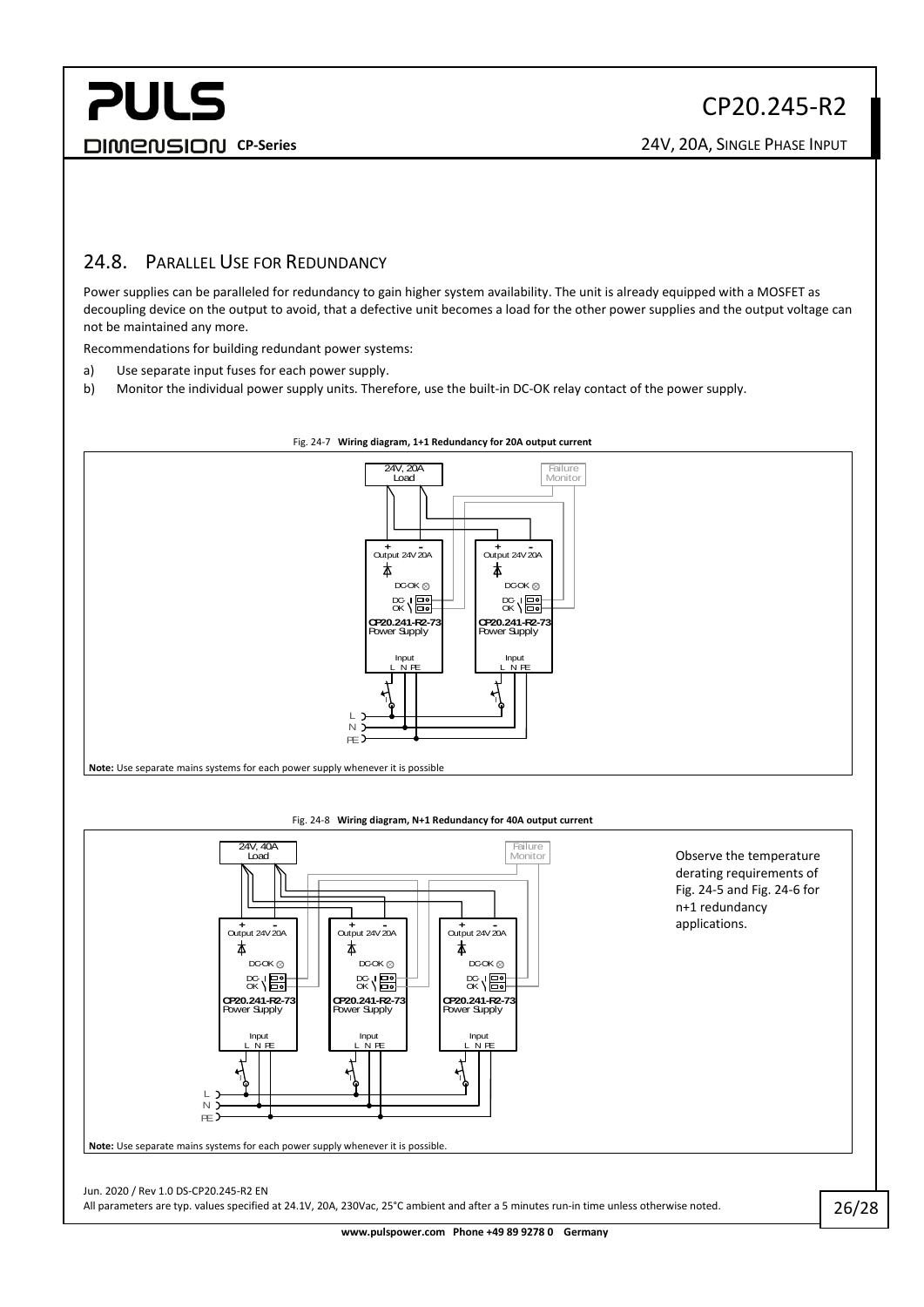## 24.8. Parallel Use for Redundancy

Power supplies can be paralleled for redundancy to gain higher system availability. The unit is already equipped with a MOSFET as decoupling device on the output to avoid, that a defective unit becomes a load for the other power supplies and the output voltage can not be maintained any more.

Recommendations for building redundant power systems:

a) Use separate input fuses for each power supply.

b) Monitor the individual power supply units. Therefore, use the built-in DC-OK relay contact of the power supply.

Fig. 24-7 **Wiring diagram, 1+1 Redundancy for 20A output current**

**Note:** Use separate mains systems for each power supply whenever it is possible

Fig. 24-8 **Wiring diagram, N+1 Redundancy for 40A output current**

Observe the temperature derating requirements of Fig. 24-5 and Fig. 24-6 for n+1 redundancy applications.

**Note:** Use separate mains systems for each power supply whenever it is possible.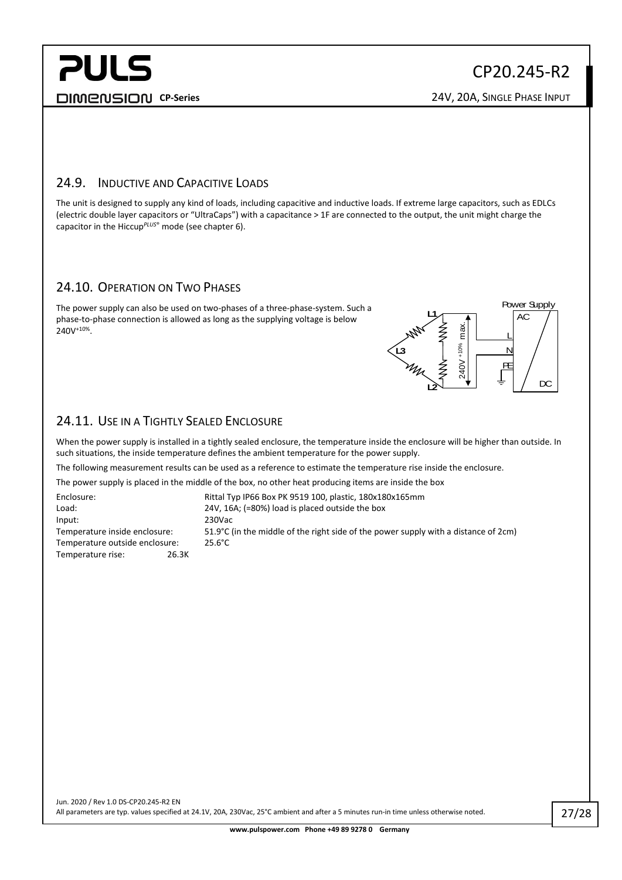## 24.9. Inductive and Capacitive Loads

The unit is designed to supply any kind of loads, including capacitive and inductive loads. If extreme large capacitors, such as EDLCs (electric double layer capacitors or "UltraCaps") with a capacitance > 1F are connected to the output, the unit might charge the capacitor in the Hiccup$^{PLUS®}$ mode (see chapter 6).

## 24.10. Operation on Two Phases

The power supply can also be used on two-phases of a three-phase-system. Such a phase-to-phase connection is allowed as long as the supplying voltage is below 240V$^{+10\%}$.

## 24.11. Use in a Tightly Sealed Enclosure

When the power supply is installed in a tightly sealed enclosure, the temperature inside the enclosure will be higher than outside. In such situations, the inside temperature defines the ambient temperature for the power supply.

The following measurement results can be used as a reference to estimate the temperature rise inside the enclosure.

The power supply is placed in the middle of the box, no other heat producing items are inside the box

| | |
|---|---|
| Enclosure: | Rittal Typ IP66 Box PK 9519 100, plastic, 180x180x165mm |
| Load: | 24V, 16A; (=80%) load is placed outside the box |
| Input: | 230Vac |
| Temperature inside enclosure: | 51.9°C (in the middle of the right side of the power supply with a distance of 2cm) |
| Temperature outside enclosure: | 25.6°C |
| Temperature rise: | 26.3K |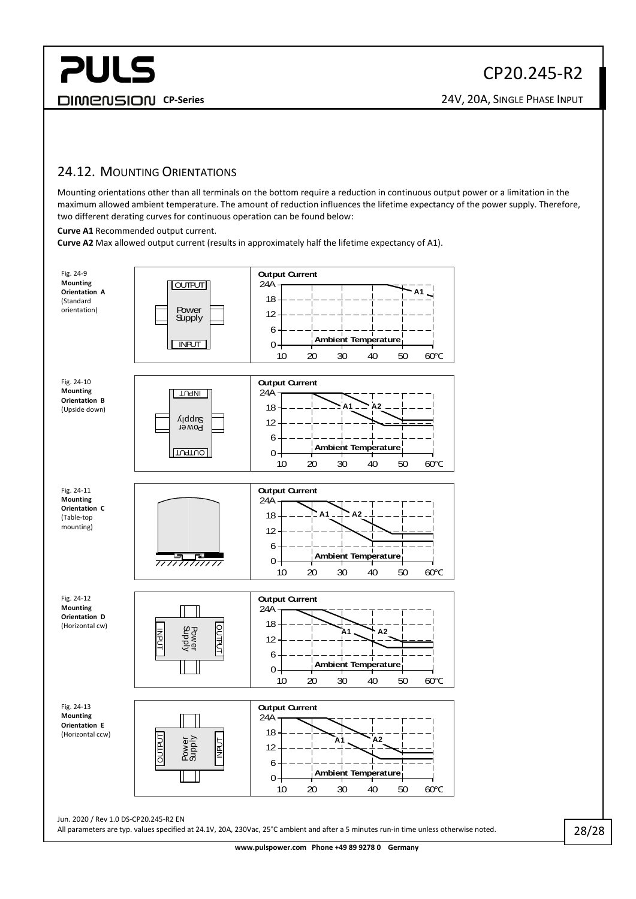## 24.12. Mounting Orientations

Mounting orientations other than all terminals on the bottom require a reduction in continuous output power or a limitation in the maximum allowed ambient temperature. The amount of reduction influences the lifetime expectancy of the power supply. Therefore, two different derating curves for continuous operation can be found below:

**Curve A1** Recommended output current.

**Curve A2** Max allowed output current (results in approximately half the lifetime expectancy of A1).

Fig. 24-9 **Mounting Orientation A** (Standard orientation)

OUTPUT
Power Supply
INPUT

Output Current
24A
18
12
6
0
A1
Ambient Temperature
10 20 30 40 50 60°C

Fig. 24-10 **Mounting Orientation B** (Upside down)

INPUT
Power Supply
OUTPUT

Output Current
24A
18
12
6
0
A1 A2
Ambient Temperature
10 20 30 40 50 60°C

Fig. 24-11 **Mounting Orientation C** (Table-top mounting)

Output Current
24A
18
12
6
0
A1 A2
Ambient Temperature
10 20 30 40 50 60°C

Fig. 24-12 **Mounting Orientation D** (Horizontal cw)

INPUT
Power Supply
OUTPUT

Output Current
24A
18
12
6
0
A1 A2
Ambient Temperature
10 20 30 40 50 60°C

Fig. 24-13 **Mounting Orientation E** (Horizontal ccw)

OUTPUT
Power Supply
INPUT

Output Current
24A
18
12
6
0
A1 A2
Ambient Temperature
10 20 30 40 50 60°C